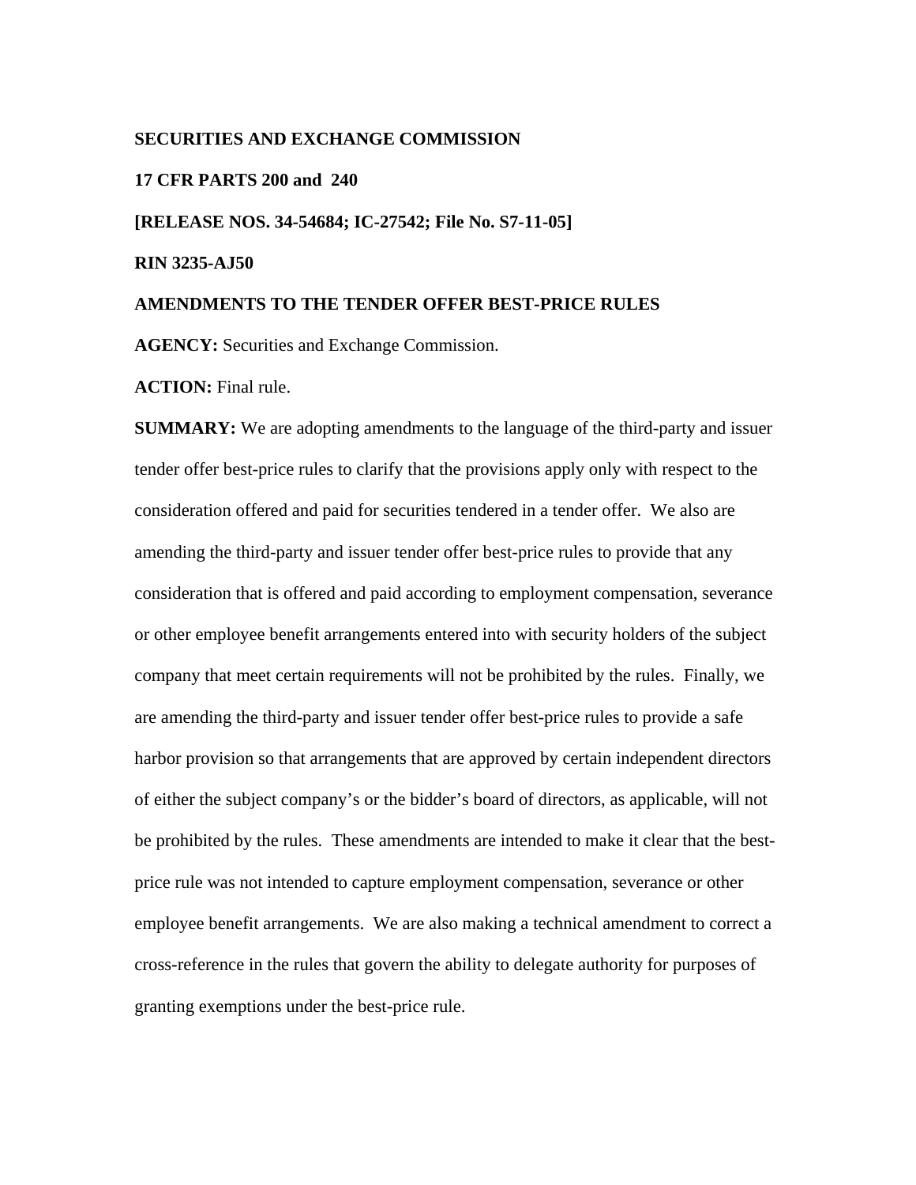**SECURITIES AND EXCHANGE COMMISSION**

**17 CFR PARTS 200 and 240**

**[RELEASE NOS. 34-54684; IC-27542; File No. S7-11-05]**

**RIN 3235-AJ50**

**AMENDMENTS TO THE TENDER OFFER BEST-PRICE RULES**

**AGENCY:** Securities and Exchange Commission.

**ACTION:** Final rule.

**SUMMARY:** We are adopting amendments to the language of the third-party and issuer tender offer best-price rules to clarify that the provisions apply only with respect to the consideration offered and paid for securities tendered in a tender offer. We also are amending the third-party and issuer tender offer best-price rules to provide that any consideration that is offered and paid according to employment compensation, severance or other employee benefit arrangements entered into with security holders of the subject company that meet certain requirements will not be prohibited by the rules. Finally, we are amending the third-party and issuer tender offer best-price rules to provide a safe harbor provision so that arrangements that are approved by certain independent directors of either the subject company's or the bidder's board of directors, as applicable, will not be prohibited by the rules. These amendments are intended to make it clear that the best-price rule was not intended to capture employment compensation, severance or other employee benefit arrangements. We are also making a technical amendment to correct a cross-reference in the rules that govern the ability to delegate authority for purposes of granting exemptions under the best-price rule.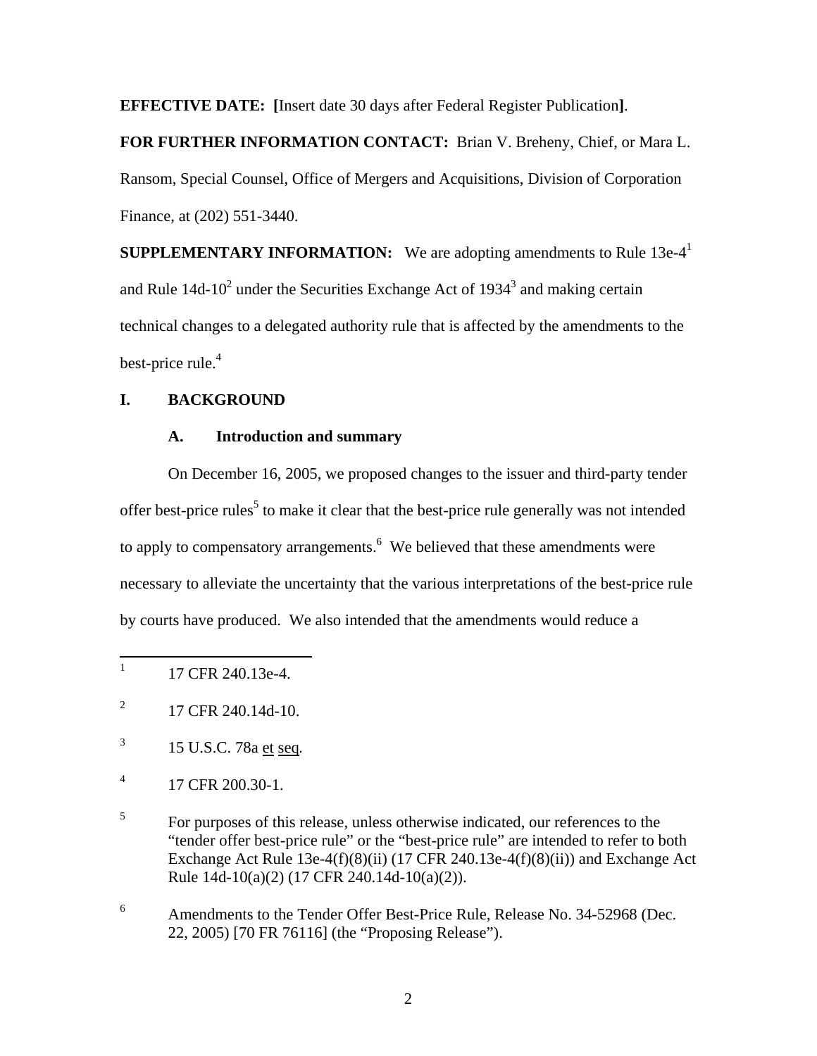**EFFECTIVE DATE: [**Insert date 30 days after Federal Register Publication**]**.

**FOR FURTHER INFORMATION CONTACT:** Brian V. Breheny, Chief, or Mara L. Ransom, Special Counsel, Office of Mergers and Acquisitions, Division of Corporation Finance, at (202) 551-3440.

**SUPPLEMENTARY INFORMATION:** We are adopting amendments to Rule 13e-4[1] and Rule 14d-10[2] under the Securities Exchange Act of 1934[3] and making certain technical changes to a delegated authority rule that is affected by the amendments to the best-price rule.[4]

## I. BACKGROUND

### A. Introduction and summary

On December 16, 2005, we proposed changes to the issuer and third-party tender offer best-price rules[5] to make it clear that the best-price rule generally was not intended to apply to compensatory arrangements.[6] We believed that these amendments were necessary to alleviate the uncertainty that the various interpretations of the best-price rule by courts have produced. We also intended that the amendments would reduce a

---

[1] 17 CFR 240.13e-4.

[2] 17 CFR 240.14d-10.

[3] 15 U.S.C. 78a et seq.

[4] 17 CFR 200.30-1.

[5] For purposes of this release, unless otherwise indicated, our references to the "tender offer best-price rule" or the "best-price rule" are intended to refer to both Exchange Act Rule 13e-4(f)(8)(ii) (17 CFR 240.13e-4(f)(8)(ii)) and Exchange Act Rule 14d-10(a)(2) (17 CFR 240.14d-10(a)(2)).

[6] Amendments to the Tender Offer Best-Price Rule, Release No. 34-52968 (Dec. 22, 2005) [70 FR 76116] (the "Proposing Release").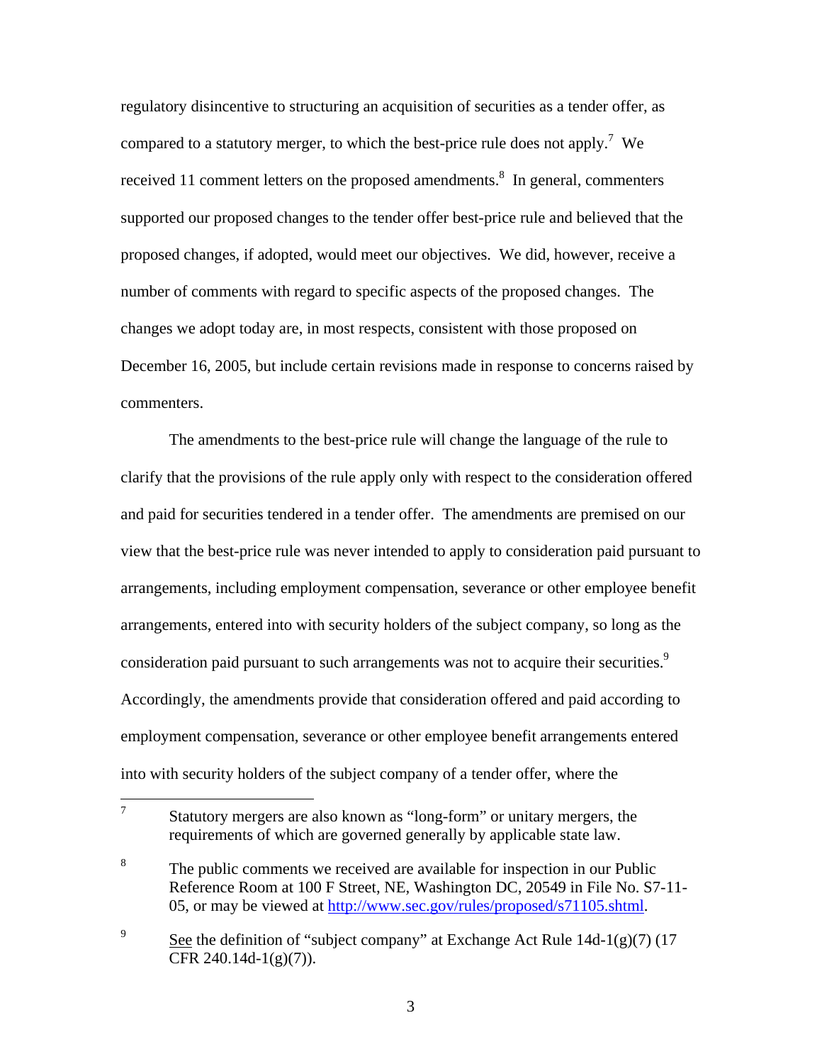regulatory disincentive to structuring an acquisition of securities as a tender offer, as compared to a statutory merger, to which the best-price rule does not apply.[7] We received 11 comment letters on the proposed amendments.[8] In general, commenters supported our proposed changes to the tender offer best-price rule and believed that the proposed changes, if adopted, would meet our objectives. We did, however, receive a number of comments with regard to specific aspects of the proposed changes. The changes we adopt today are, in most respects, consistent with those proposed on December 16, 2005, but include certain revisions made in response to concerns raised by commenters.

The amendments to the best-price rule will change the language of the rule to clarify that the provisions of the rule apply only with respect to the consideration offered and paid for securities tendered in a tender offer. The amendments are premised on our view that the best-price rule was never intended to apply to consideration paid pursuant to arrangements, including employment compensation, severance or other employee benefit arrangements, entered into with security holders of the subject company, so long as the consideration paid pursuant to such arrangements was not to acquire their securities.[9] Accordingly, the amendments provide that consideration offered and paid according to employment compensation, severance or other employee benefit arrangements entered into with security holders of the subject company of a tender offer, where the

---

[7] Statutory mergers are also known as "long-form" or unitary mergers, the requirements of which are governed generally by applicable state law.

[8] The public comments we received are available for inspection in our Public Reference Room at 100 F Street, NE, Washington DC, 20549 in File No. S7-11-05, or may be viewed at http://www.sec.gov/rules/proposed/s71105.shtml.

[9] See the definition of "subject company" at Exchange Act Rule 14d-1(g)(7) (17 CFR 240.14d-1(g)(7)).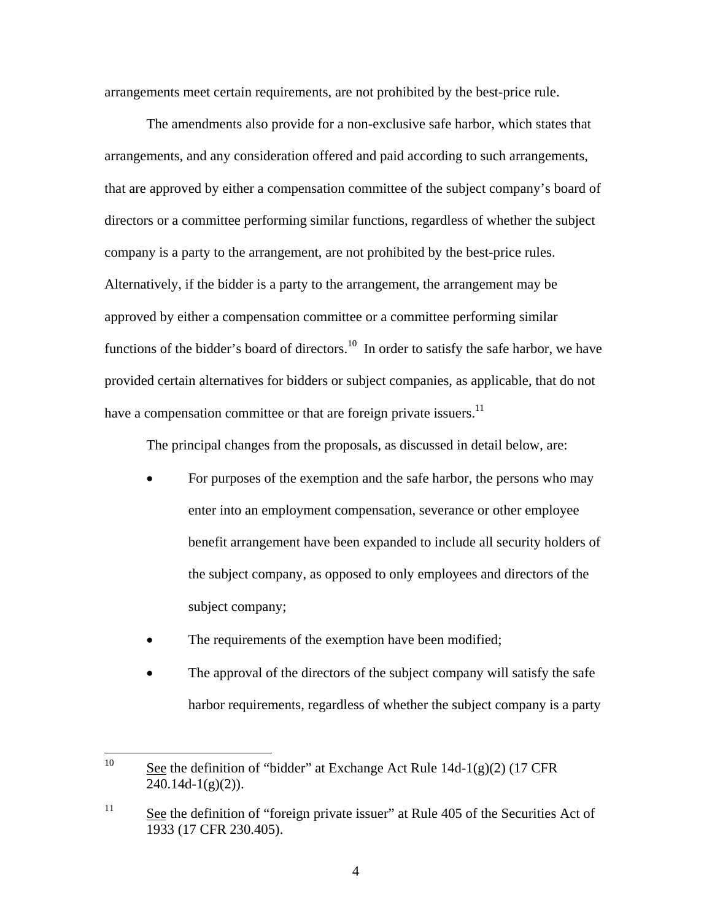arrangements meet certain requirements, are not prohibited by the best-price rule.

The amendments also provide for a non-exclusive safe harbor, which states that arrangements, and any consideration offered and paid according to such arrangements, that are approved by either a compensation committee of the subject company's board of directors or a committee performing similar functions, regardless of whether the subject company is a party to the arrangement, are not prohibited by the best-price rules. Alternatively, if the bidder is a party to the arrangement, the arrangement may be approved by either a compensation committee or a committee performing similar functions of the bidder's board of directors.[10] In order to satisfy the safe harbor, we have provided certain alternatives for bidders or subject companies, as applicable, that do not have a compensation committee or that are foreign private issuers.[11]

The principal changes from the proposals, as discussed in detail below, are:

- For purposes of the exemption and the safe harbor, the persons who may enter into an employment compensation, severance or other employee benefit arrangement have been expanded to include all security holders of the subject company, as opposed to only employees and directors of the subject company;
- The requirements of the exemption have been modified;
- The approval of the directors of the subject company will satisfy the safe harbor requirements, regardless of whether the subject company is a party

---

[10] See the definition of "bidder" at Exchange Act Rule 14d-1(g)(2) (17 CFR 240.14d-1(g)(2)).

[11] See the definition of "foreign private issuer" at Rule 405 of the Securities Act of 1933 (17 CFR 230.405).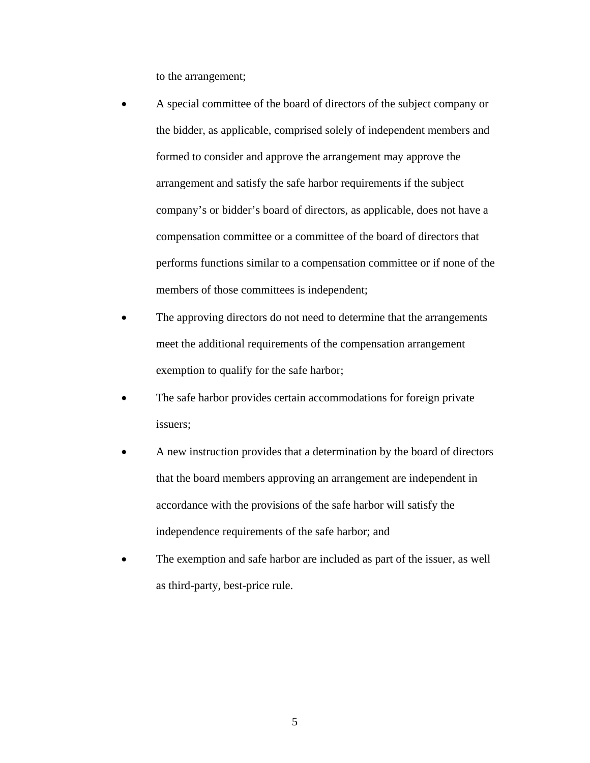to the arrangement;

- A special committee of the board of directors of the subject company or the bidder, as applicable, comprised solely of independent members and formed to consider and approve the arrangement may approve the arrangement and satisfy the safe harbor requirements if the subject company's or bidder's board of directors, as applicable, does not have a compensation committee or a committee of the board of directors that performs functions similar to a compensation committee or if none of the members of those committees is independent;
- The approving directors do not need to determine that the arrangements meet the additional requirements of the compensation arrangement exemption to qualify for the safe harbor;
- The safe harbor provides certain accommodations for foreign private issuers;
- A new instruction provides that a determination by the board of directors that the board members approving an arrangement are independent in accordance with the provisions of the safe harbor will satisfy the independence requirements of the safe harbor; and
- The exemption and safe harbor are included as part of the issuer, as well as third-party, best-price rule.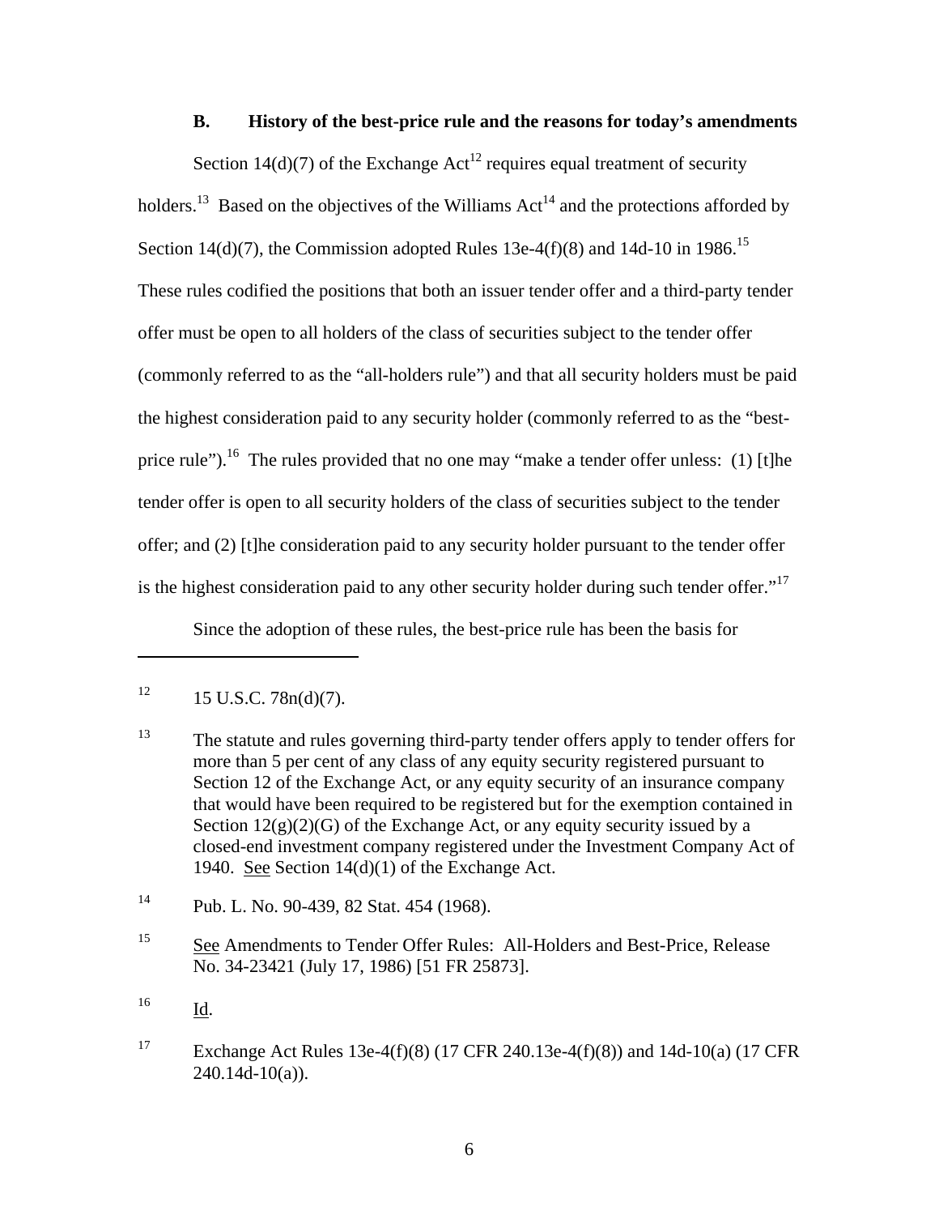### B. History of the best-price rule and the reasons for today's amendments

Section 14(d)(7) of the Exchange Act[12] requires equal treatment of security holders.[13] Based on the objectives of the Williams Act[14] and the protections afforded by Section 14(d)(7), the Commission adopted Rules 13e-4(f)(8) and 14d-10 in 1986.[15] These rules codified the positions that both an issuer tender offer and a third-party tender offer must be open to all holders of the class of securities subject to the tender offer (commonly referred to as the "all-holders rule") and that all security holders must be paid the highest consideration paid to any security holder (commonly referred to as the "best-price rule").[16] The rules provided that no one may "make a tender offer unless: (1) [t]he tender offer is open to all security holders of the class of securities subject to the tender offer; and (2) [t]he consideration paid to any security holder pursuant to the tender offer is the highest consideration paid to any other security holder during such tender offer."[17]

Since the adoption of these rules, the best-price rule has been the basis for

---

[12] 15 U.S.C. 78n(d)(7).

[13] The statute and rules governing third-party tender offers apply to tender offers for more than 5 per cent of any class of any equity security registered pursuant to Section 12 of the Exchange Act, or any equity security of an insurance company that would have been required to be registered but for the exemption contained in Section 12(g)(2)(G) of the Exchange Act, or any equity security issued by a closed-end investment company registered under the Investment Company Act of 1940. See Section 14(d)(1) of the Exchange Act.

[14] Pub. L. No. 90-439, 82 Stat. 454 (1968).

[15] See Amendments to Tender Offer Rules: All-Holders and Best-Price, Release No. 34-23421 (July 17, 1986) [51 FR 25873].

[16] Id.

[17] Exchange Act Rules 13e-4(f)(8) (17 CFR 240.13e-4(f)(8)) and 14d-10(a) (17 CFR 240.14d-10(a)).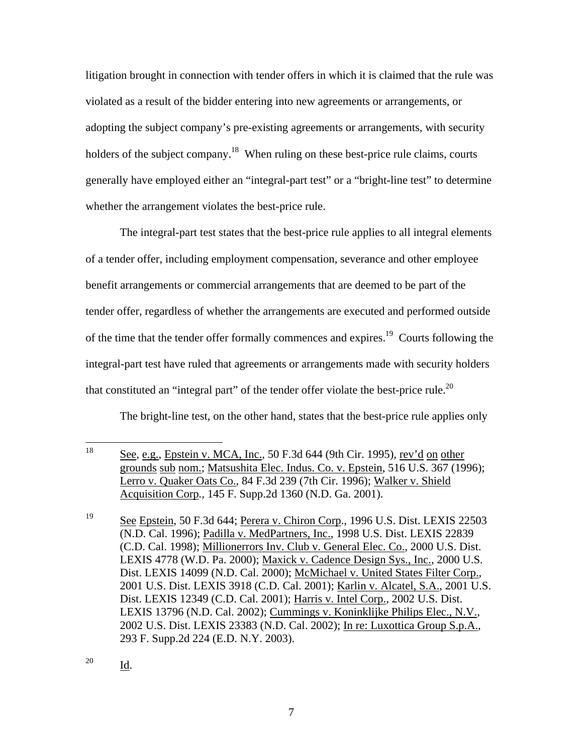litigation brought in connection with tender offers in which it is claimed that the rule was violated as a result of the bidder entering into new agreements or arrangements, or adopting the subject company's pre-existing agreements or arrangements, with security holders of the subject company.[18] When ruling on these best-price rule claims, courts generally have employed either an "integral-part test" or a "bright-line test" to determine whether the arrangement violates the best-price rule.

The integral-part test states that the best-price rule applies to all integral elements of a tender offer, including employment compensation, severance and other employee benefit arrangements or commercial arrangements that are deemed to be part of the tender offer, regardless of whether the arrangements are executed and performed outside of the time that the tender offer formally commences and expires.[19] Courts following the integral-part test have ruled that agreements or arrangements made with security holders that constituted an "integral part" of the tender offer violate the best-price rule.[20]

The bright-line test, on the other hand, states that the best-price rule applies only

---

[18] See, e.g., Epstein v. MCA, Inc., 50 F.3d 644 (9th Cir. 1995), rev'd on other grounds sub nom.; Matsushita Elec. Indus. Co. v. Epstein, 516 U.S. 367 (1996); Lerro v. Quaker Oats Co., 84 F.3d 239 (7th Cir. 1996); Walker v. Shield Acquisition Corp., 145 F. Supp.2d 1360 (N.D. Ga. 2001).

[19] See Epstein, 50 F.3d 644; Perera v. Chiron Corp., 1996 U.S. Dist. LEXIS 22503 (N.D. Cal. 1996); Padilla v. MedPartners, Inc., 1998 U.S. Dist. LEXIS 22839 (C.D. Cal. 1998); Millionerrors Inv. Club v. General Elec. Co., 2000 U.S. Dist. LEXIS 4778 (W.D. Pa. 2000); Maxick v. Cadence Design Sys., Inc., 2000 U.S. Dist. LEXIS 14099 (N.D. Cal. 2000); McMichael v. United States Filter Corp., 2001 U.S. Dist. LEXIS 3918 (C.D. Cal. 2001); Karlin v. Alcatel, S.A., 2001 U.S. Dist. LEXIS 12349 (C.D. Cal. 2001); Harris v. Intel Corp., 2002 U.S. Dist. LEXIS 13796 (N.D. Cal. 2002); Cummings v. Koninklijke Philips Elec., N.V., 2002 U.S. Dist. LEXIS 23383 (N.D. Cal. 2002); In re: Luxottica Group S.p.A., 293 F. Supp.2d 224 (E.D. N.Y. 2003).

[20] Id.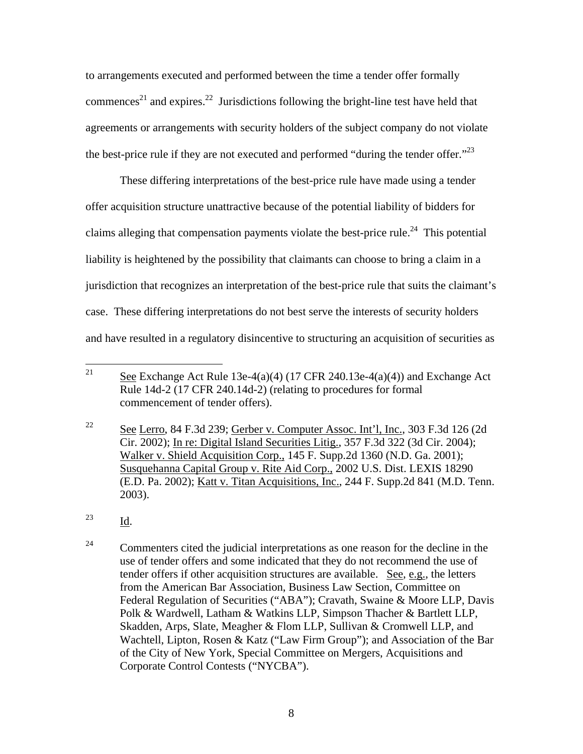to arrangements executed and performed between the time a tender offer formally commences[21] and expires.[22] Jurisdictions following the bright-line test have held that agreements or arrangements with security holders of the subject company do not violate the best-price rule if they are not executed and performed "during the tender offer."[23]

These differing interpretations of the best-price rule have made using a tender offer acquisition structure unattractive because of the potential liability of bidders for claims alleging that compensation payments violate the best-price rule.[24] This potential liability is heightened by the possibility that claimants can choose to bring a claim in a jurisdiction that recognizes an interpretation of the best-price rule that suits the claimant's case. These differing interpretations do not best serve the interests of security holders and have resulted in a regulatory disincentive to structuring an acquisition of securities as

---

[21] See Exchange Act Rule 13e-4(a)(4) (17 CFR 240.13e-4(a)(4)) and Exchange Act Rule 14d-2 (17 CFR 240.14d-2) (relating to procedures for formal commencement of tender offers).

[22] See Lerro, 84 F.3d 239; Gerber v. Computer Assoc. Int'l, Inc., 303 F.3d 126 (2d Cir. 2002); In re: Digital Island Securities Litig., 357 F.3d 322 (3d Cir. 2004); Walker v. Shield Acquisition Corp., 145 F. Supp.2d 1360 (N.D. Ga. 2001); Susquehanna Capital Group v. Rite Aid Corp., 2002 U.S. Dist. LEXIS 18290 (E.D. Pa. 2002); Katt v. Titan Acquisitions, Inc., 244 F. Supp.2d 841 (M.D. Tenn. 2003).

[23] Id.

[24] Commenters cited the judicial interpretations as one reason for the decline in the use of tender offers and some indicated that they do not recommend the use of tender offers if other acquisition structures are available. See, e.g., the letters from the American Bar Association, Business Law Section, Committee on Federal Regulation of Securities ("ABA"); Cravath, Swaine & Moore LLP, Davis Polk & Wardwell, Latham & Watkins LLP, Simpson Thacher & Bartlett LLP, Skadden, Arps, Slate, Meagher & Flom LLP, Sullivan & Cromwell LLP, and Wachtell, Lipton, Rosen & Katz ("Law Firm Group"); and Association of the Bar of the City of New York, Special Committee on Mergers, Acquisitions and Corporate Control Contests ("NYCBA").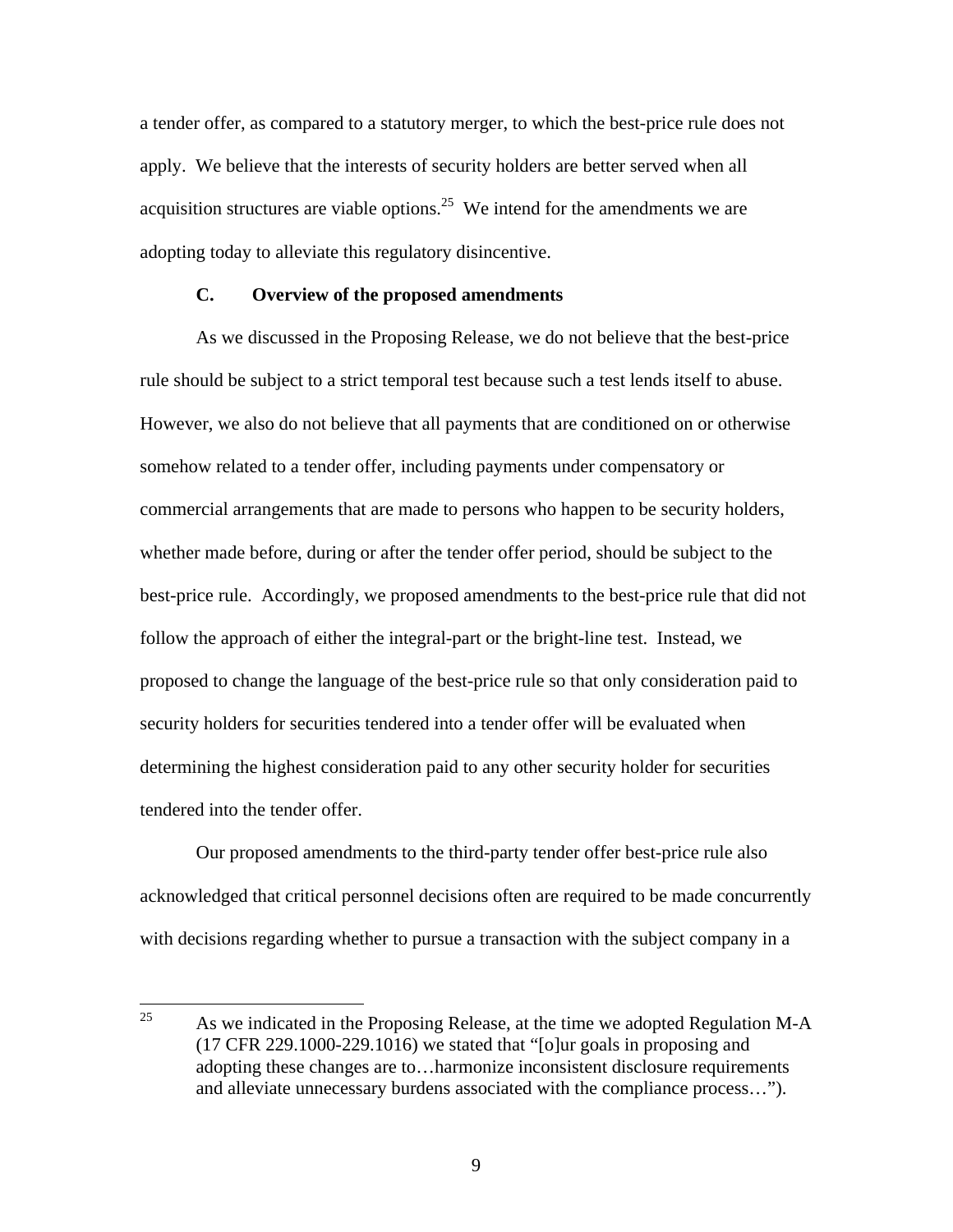a tender offer, as compared to a statutory merger, to which the best-price rule does not apply. We believe that the interests of security holders are better served when all acquisition structures are viable options.[25] We intend for the amendments we are adopting today to alleviate this regulatory disincentive.

### C. Overview of the proposed amendments

As we discussed in the Proposing Release, we do not believe that the best-price rule should be subject to a strict temporal test because such a test lends itself to abuse. However, we also do not believe that all payments that are conditioned on or otherwise somehow related to a tender offer, including payments under compensatory or commercial arrangements that are made to persons who happen to be security holders, whether made before, during or after the tender offer period, should be subject to the best-price rule. Accordingly, we proposed amendments to the best-price rule that did not follow the approach of either the integral-part or the bright-line test. Instead, we proposed to change the language of the best-price rule so that only consideration paid to security holders for securities tendered into a tender offer will be evaluated when determining the highest consideration paid to any other security holder for securities tendered into the tender offer.

Our proposed amendments to the third-party tender offer best-price rule also acknowledged that critical personnel decisions often are required to be made concurrently with decisions regarding whether to pursue a transaction with the subject company in a

[25] As we indicated in the Proposing Release, at the time we adopted Regulation M-A (17 CFR 229.1000-229.1016) we stated that "[o]ur goals in proposing and adopting these changes are to…harmonize inconsistent disclosure requirements and alleviate unnecessary burdens associated with the compliance process…").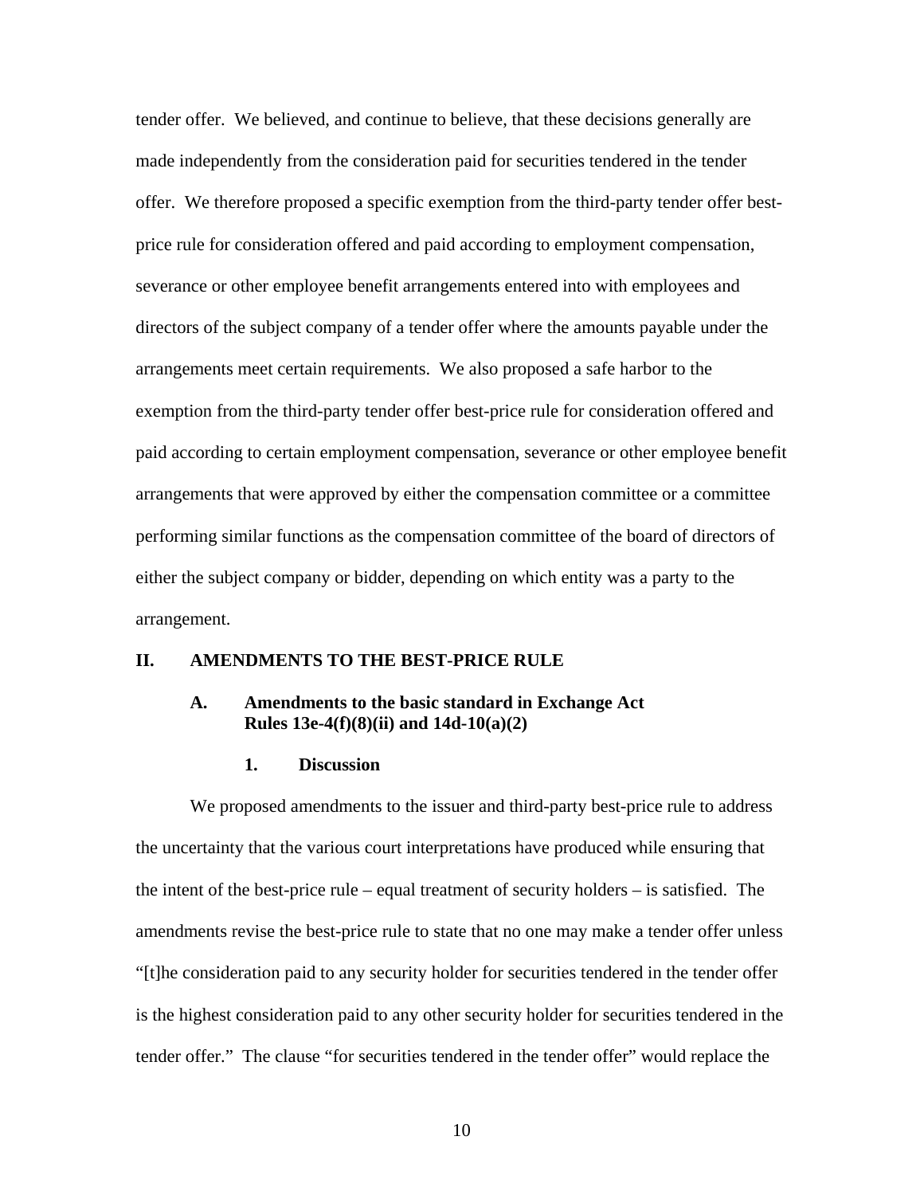tender offer. We believed, and continue to believe, that these decisions generally are made independently from the consideration paid for securities tendered in the tender offer. We therefore proposed a specific exemption from the third-party tender offer best-price rule for consideration offered and paid according to employment compensation, severance or other employee benefit arrangements entered into with employees and directors of the subject company of a tender offer where the amounts payable under the arrangements meet certain requirements. We also proposed a safe harbor to the exemption from the third-party tender offer best-price rule for consideration offered and paid according to certain employment compensation, severance or other employee benefit arrangements that were approved by either the compensation committee or a committee performing similar functions as the compensation committee of the board of directors of either the subject company or bidder, depending on which entity was a party to the arrangement.

## II. AMENDMENTS TO THE BEST-PRICE RULE

### A. Amendments to the basic standard in Exchange Act Rules 13e-4(f)(8)(ii) and 14d-10(a)(2)

#### 1. Discussion

We proposed amendments to the issuer and third-party best-price rule to address the uncertainty that the various court interpretations have produced while ensuring that the intent of the best-price rule – equal treatment of security holders – is satisfied. The amendments revise the best-price rule to state that no one may make a tender offer unless "[t]he consideration paid to any security holder for securities tendered in the tender offer is the highest consideration paid to any other security holder for securities tendered in the tender offer." The clause "for securities tendered in the tender offer" would replace the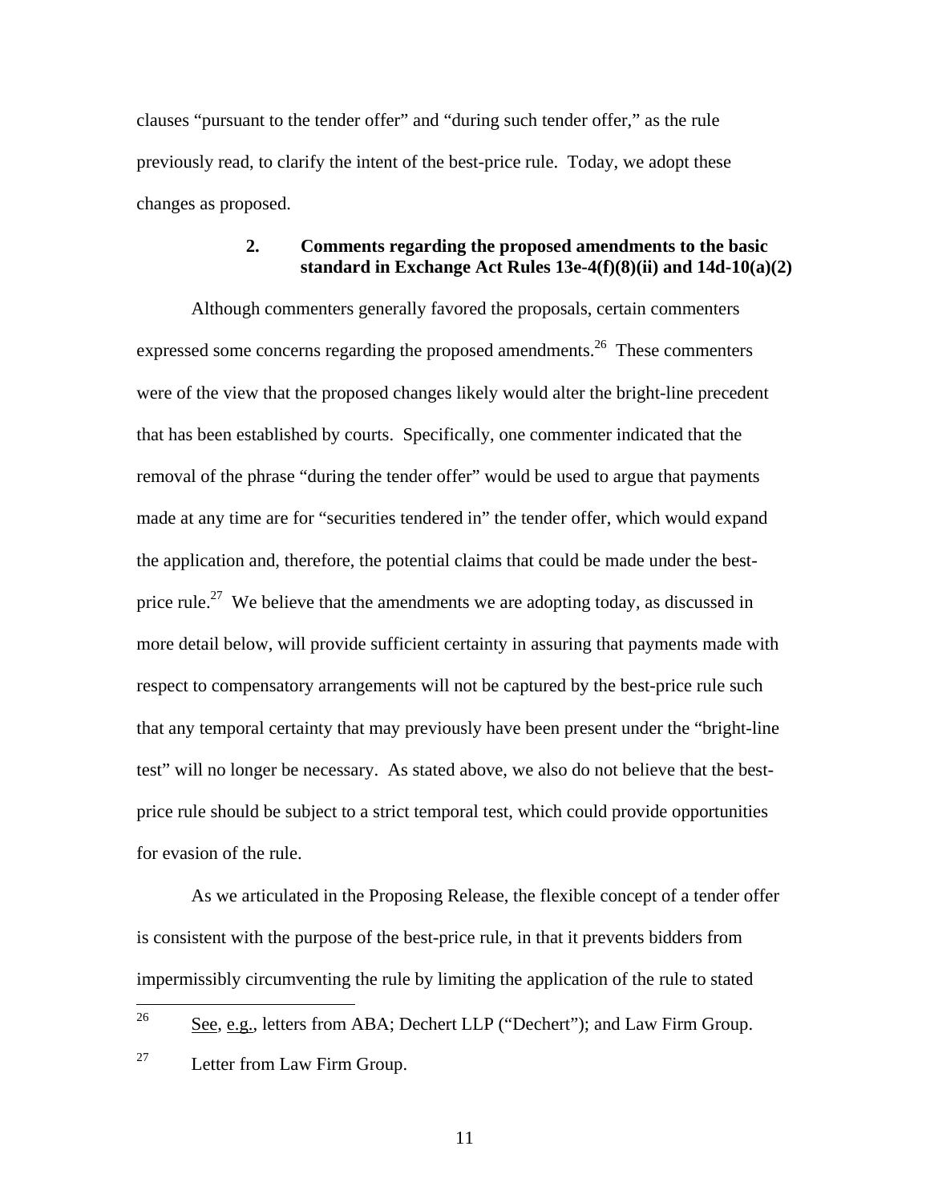clauses "pursuant to the tender offer" and "during such tender offer," as the rule previously read, to clarify the intent of the best-price rule. Today, we adopt these changes as proposed.

### 2. Comments regarding the proposed amendments to the basic standard in Exchange Act Rules 13e-4(f)(8)(ii) and 14d-10(a)(2)

Although commenters generally favored the proposals, certain commenters expressed some concerns regarding the proposed amendments.[26] These commenters were of the view that the proposed changes likely would alter the bright-line precedent that has been established by courts. Specifically, one commenter indicated that the removal of the phrase "during the tender offer" would be used to argue that payments made at any time are for "securities tendered in" the tender offer, which would expand the application and, therefore, the potential claims that could be made under the best-price rule.[27] We believe that the amendments we are adopting today, as discussed in more detail below, will provide sufficient certainty in assuring that payments made with respect to compensatory arrangements will not be captured by the best-price rule such that any temporal certainty that may previously have been present under the "bright-line test" will no longer be necessary. As stated above, we also do not believe that the best-price rule should be subject to a strict temporal test, which could provide opportunities for evasion of the rule.

As we articulated in the Proposing Release, the flexible concept of a tender offer is consistent with the purpose of the best-price rule, in that it prevents bidders from impermissibly circumventing the rule by limiting the application of the rule to stated

---

[26] See, e.g., letters from ABA; Dechert LLP ("Dechert"); and Law Firm Group.

[27] Letter from Law Firm Group.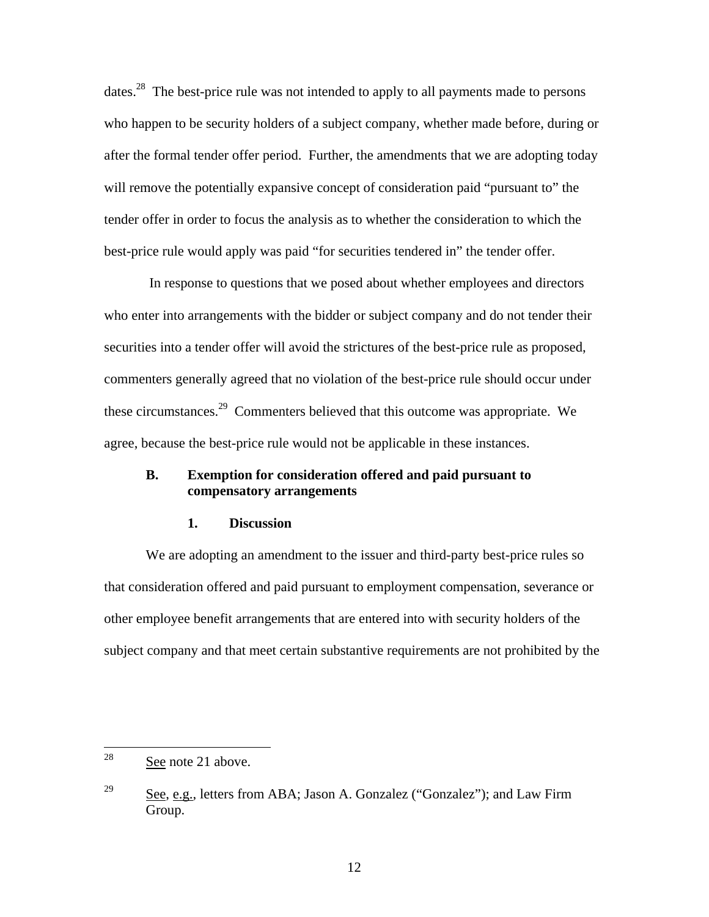dates.[28] The best-price rule was not intended to apply to all payments made to persons who happen to be security holders of a subject company, whether made before, during or after the formal tender offer period. Further, the amendments that we are adopting today will remove the potentially expansive concept of consideration paid "pursuant to" the tender offer in order to focus the analysis as to whether the consideration to which the best-price rule would apply was paid "for securities tendered in" the tender offer.

In response to questions that we posed about whether employees and directors who enter into arrangements with the bidder or subject company and do not tender their securities into a tender offer will avoid the strictures of the best-price rule as proposed, commenters generally agreed that no violation of the best-price rule should occur under these circumstances.[29] Commenters believed that this outcome was appropriate. We agree, because the best-price rule would not be applicable in these instances.

### B. Exemption for consideration offered and paid pursuant to compensatory arrangements

#### 1. Discussion

We are adopting an amendment to the issuer and third-party best-price rules so that consideration offered and paid pursuant to employment compensation, severance or other employee benefit arrangements that are entered into with security holders of the subject company and that meet certain substantive requirements are not prohibited by the

---

[28] See note 21 above.

[29] See, e.g., letters from ABA; Jason A. Gonzalez ("Gonzalez"); and Law Firm Group.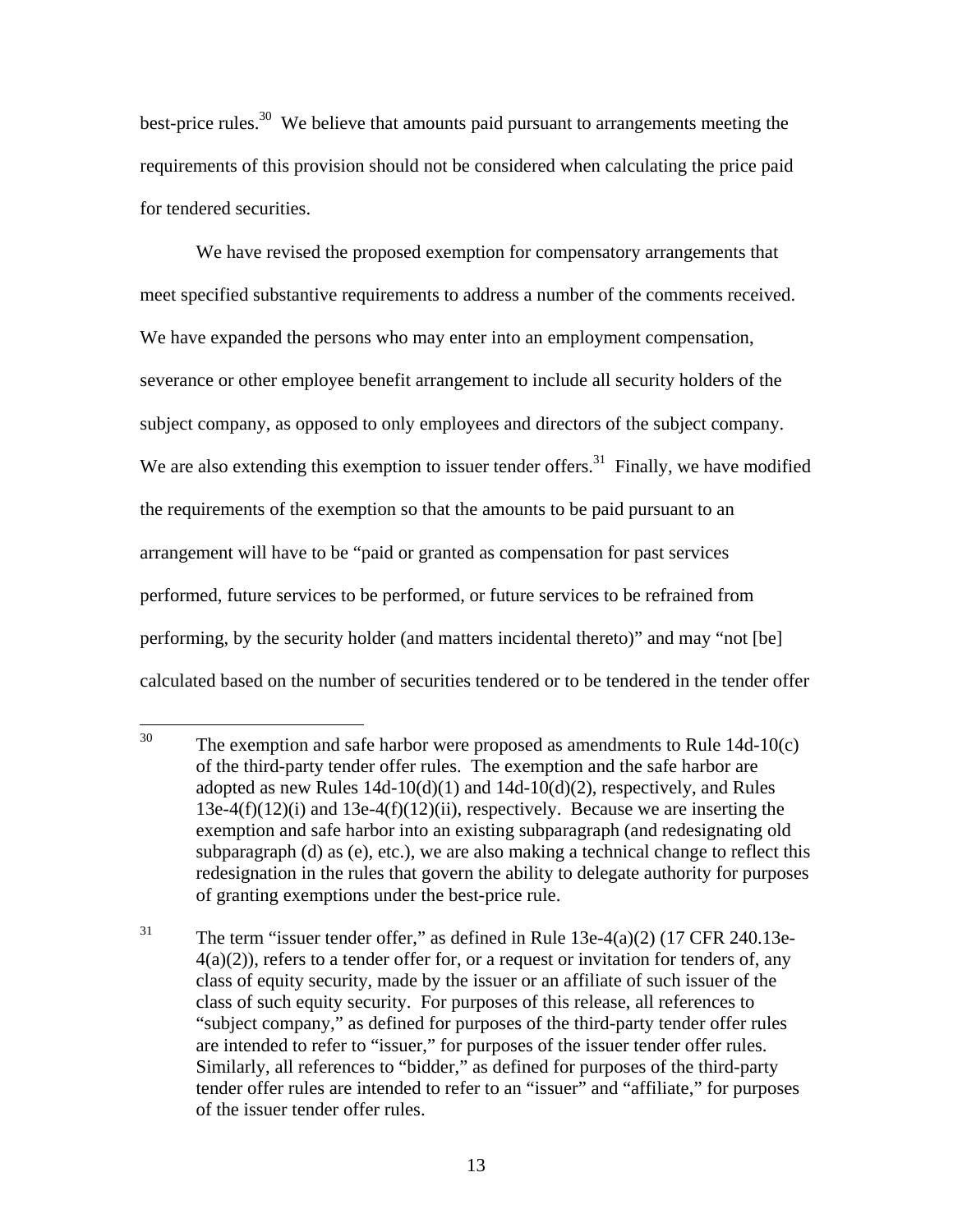best-price rules.[30] We believe that amounts paid pursuant to arrangements meeting the requirements of this provision should not be considered when calculating the price paid for tendered securities.

We have revised the proposed exemption for compensatory arrangements that meet specified substantive requirements to address a number of the comments received. We have expanded the persons who may enter into an employment compensation, severance or other employee benefit arrangement to include all security holders of the subject company, as opposed to only employees and directors of the subject company. We are also extending this exemption to issuer tender offers.[31] Finally, we have modified the requirements of the exemption so that the amounts to be paid pursuant to an arrangement will have to be "paid or granted as compensation for past services performed, future services to be performed, or future services to be refrained from performing, by the security holder (and matters incidental thereto)" and may "not [be] calculated based on the number of securities tendered or to be tendered in the tender offer

---

[30] The exemption and safe harbor were proposed as amendments to Rule 14d-10(c) of the third-party tender offer rules. The exemption and the safe harbor are adopted as new Rules 14d-10(d)(1) and 14d-10(d)(2), respectively, and Rules 13e-4(f)(12)(i) and 13e-4(f)(12)(ii), respectively. Because we are inserting the exemption and safe harbor into an existing subparagraph (and redesignating old subparagraph (d) as (e), etc.), we are also making a technical change to reflect this redesignation in the rules that govern the ability to delegate authority for purposes of granting exemptions under the best-price rule.

[31] The term "issuer tender offer," as defined in Rule 13e-4(a)(2) (17 CFR 240.13e-4(a)(2)), refers to a tender offer for, or a request or invitation for tenders of, any class of equity security, made by the issuer or an affiliate of such issuer of the class of such equity security. For purposes of this release, all references to "subject company," as defined for purposes of the third-party tender offer rules are intended to refer to "issuer," for purposes of the issuer tender offer rules. Similarly, all references to "bidder," as defined for purposes of the third-party tender offer rules are intended to refer to an "issuer" and "affiliate," for purposes of the issuer tender offer rules.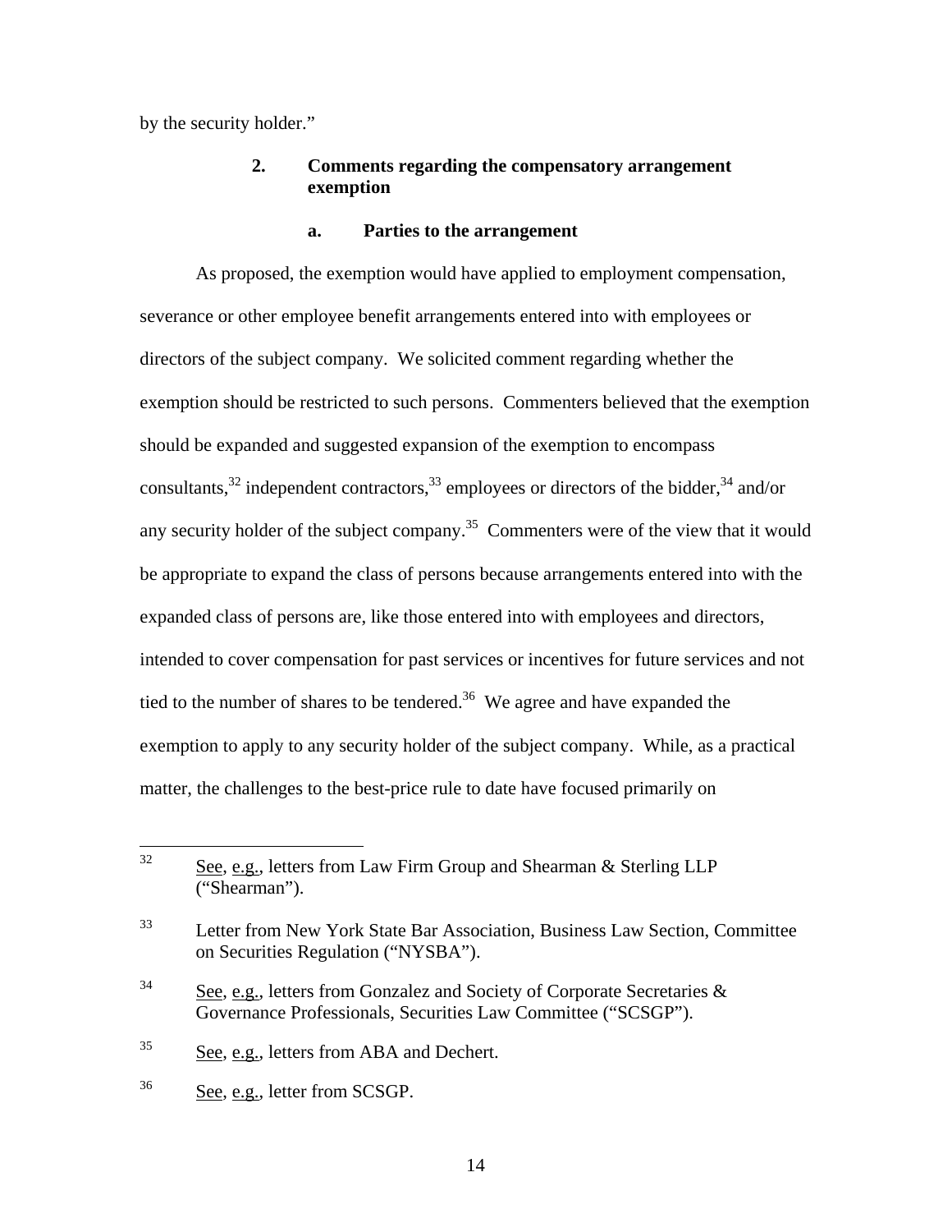by the security holder."

### 2. Comments regarding the compensatory arrangement exemption

#### a. Parties to the arrangement

As proposed, the exemption would have applied to employment compensation, severance or other employee benefit arrangements entered into with employees or directors of the subject company. We solicited comment regarding whether the exemption should be restricted to such persons. Commenters believed that the exemption should be expanded and suggested expansion of the exemption to encompass consultants,[32] independent contractors,[33] employees or directors of the bidder,[34] and/or any security holder of the subject company.[35] Commenters were of the view that it would be appropriate to expand the class of persons because arrangements entered into with the expanded class of persons are, like those entered into with employees and directors, intended to cover compensation for past services or incentives for future services and not tied to the number of shares to be tendered.[36] We agree and have expanded the exemption to apply to any security holder of the subject company. While, as a practical matter, the challenges to the best-price rule to date have focused primarily on

---

[32] See, e.g., letters from Law Firm Group and Shearman & Sterling LLP ("Shearman").

[33] Letter from New York State Bar Association, Business Law Section, Committee on Securities Regulation ("NYSBA").

[34] See, e.g., letters from Gonzalez and Society of Corporate Secretaries & Governance Professionals, Securities Law Committee ("SCSGP").

[35] See, e.g., letters from ABA and Dechert.

[36] See, e.g., letter from SCSGP.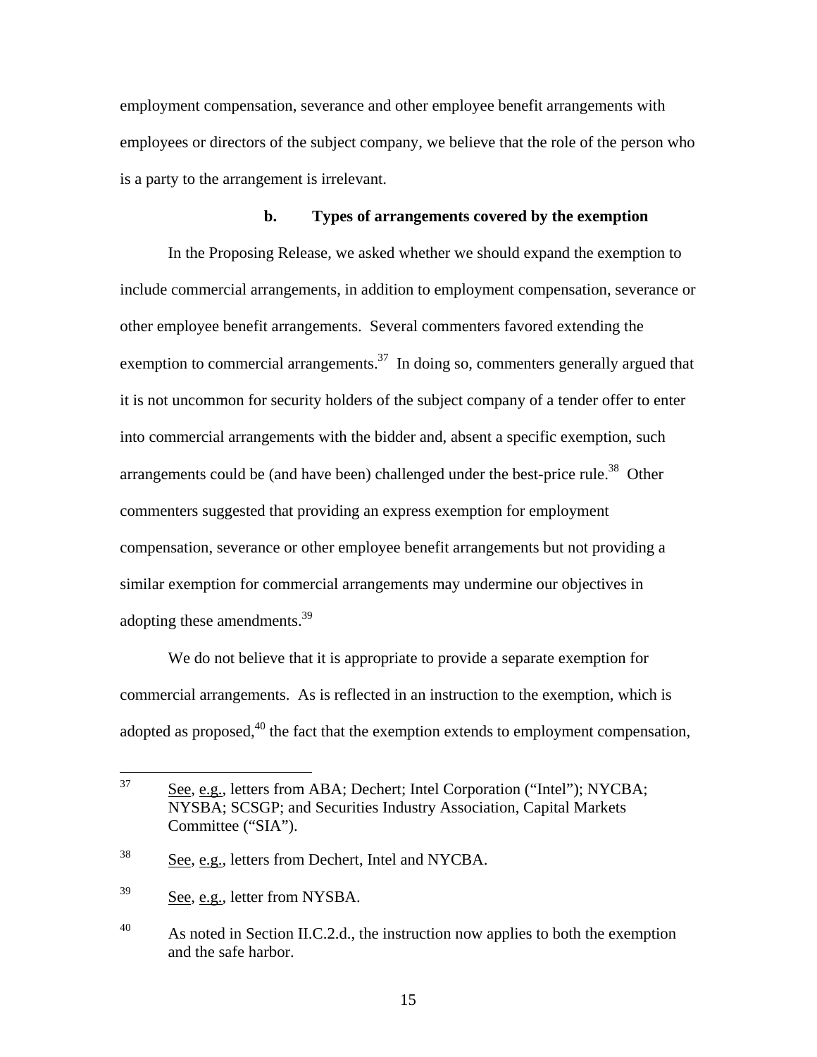employment compensation, severance and other employee benefit arrangements with employees or directors of the subject company, we believe that the role of the person who is a party to the arrangement is irrelevant.

**b. Types of arrangements covered by the exemption**

In the Proposing Release, we asked whether we should expand the exemption to include commercial arrangements, in addition to employment compensation, severance or other employee benefit arrangements. Several commenters favored extending the exemption to commercial arrangements.[37] In doing so, commenters generally argued that it is not uncommon for security holders of the subject company of a tender offer to enter into commercial arrangements with the bidder and, absent a specific exemption, such arrangements could be (and have been) challenged under the best-price rule.[38] Other commenters suggested that providing an express exemption for employment compensation, severance or other employee benefit arrangements but not providing a similar exemption for commercial arrangements may undermine our objectives in adopting these amendments.[39]

We do not believe that it is appropriate to provide a separate exemption for commercial arrangements. As is reflected in an instruction to the exemption, which is adopted as proposed,[40] the fact that the exemption extends to employment compensation,

---

[37] See, e.g., letters from ABA; Dechert; Intel Corporation ("Intel"); NYCBA; NYSBA; SCSGP; and Securities Industry Association, Capital Markets Committee ("SIA").

[38] See, e.g., letters from Dechert, Intel and NYCBA.

[39] See, e.g., letter from NYSBA.

[40] As noted in Section II.C.2.d., the instruction now applies to both the exemption and the safe harbor.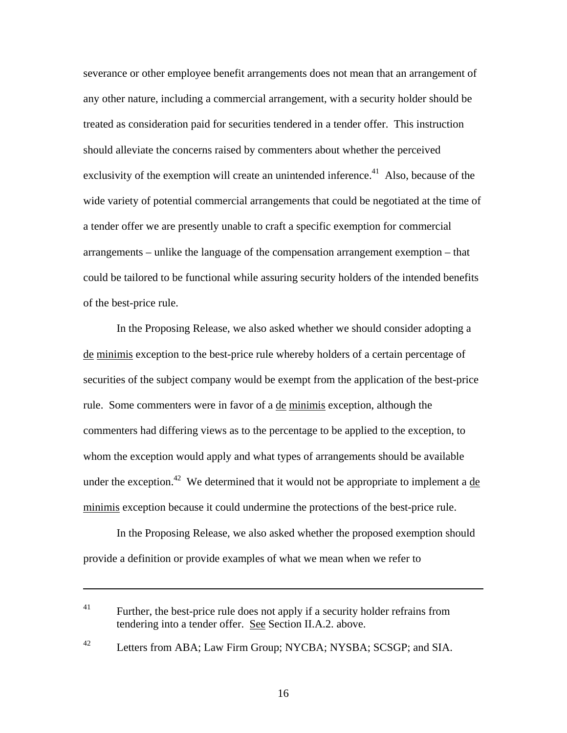severance or other employee benefit arrangements does not mean that an arrangement of any other nature, including a commercial arrangement, with a security holder should be treated as consideration paid for securities tendered in a tender offer. This instruction should alleviate the concerns raised by commenters about whether the perceived exclusivity of the exemption will create an unintended inference.[41] Also, because of the wide variety of potential commercial arrangements that could be negotiated at the time of a tender offer we are presently unable to craft a specific exemption for commercial arrangements – unlike the language of the compensation arrangement exemption – that could be tailored to be functional while assuring security holders of the intended benefits of the best-price rule.

In the Proposing Release, we also asked whether we should consider adopting a de minimis exception to the best-price rule whereby holders of a certain percentage of securities of the subject company would be exempt from the application of the best-price rule. Some commenters were in favor of a de minimis exception, although the commenters had differing views as to the percentage to be applied to the exception, to whom the exception would apply and what types of arrangements should be available under the exception.[42] We determined that it would not be appropriate to implement a de minimis exception because it could undermine the protections of the best-price rule.

In the Proposing Release, we also asked whether the proposed exemption should provide a definition or provide examples of what we mean when we refer to

---

[41] Further, the best-price rule does not apply if a security holder refrains from tendering into a tender offer. See Section II.A.2. above.

[42] Letters from ABA; Law Firm Group; NYCBA; NYSBA; SCSGP; and SIA.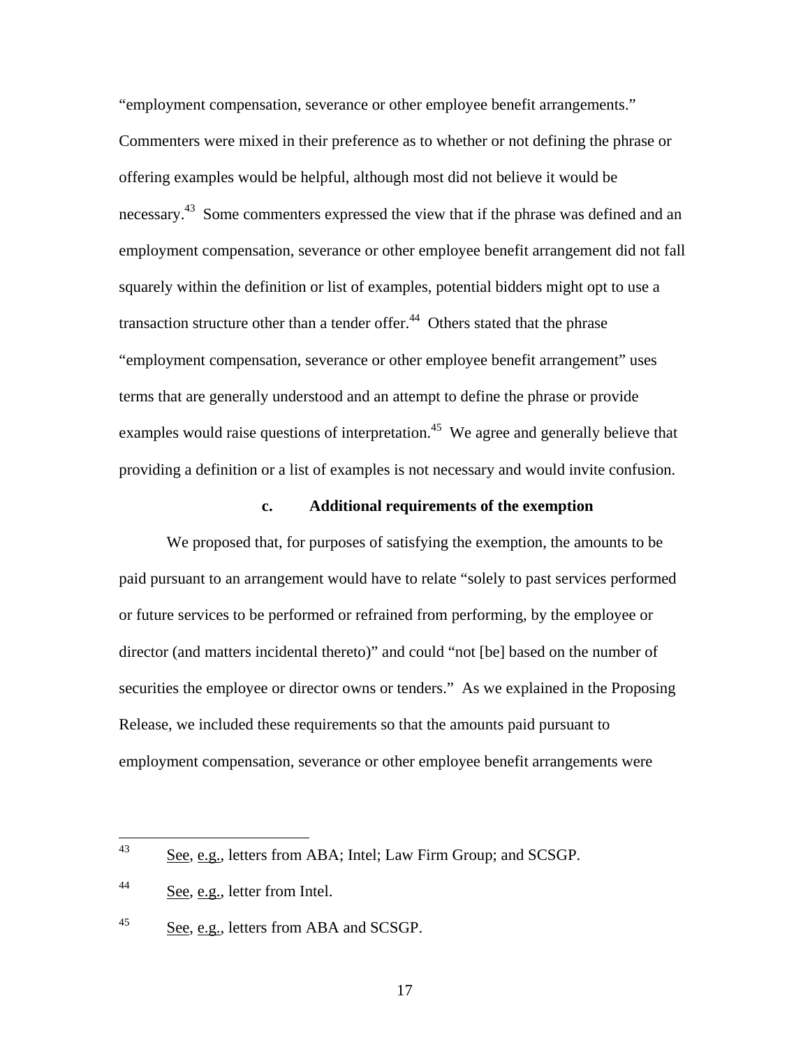"employment compensation, severance or other employee benefit arrangements." Commenters were mixed in their preference as to whether or not defining the phrase or offering examples would be helpful, although most did not believe it would be necessary.[43] Some commenters expressed the view that if the phrase was defined and an employment compensation, severance or other employee benefit arrangement did not fall squarely within the definition or list of examples, potential bidders might opt to use a transaction structure other than a tender offer.[44] Others stated that the phrase "employment compensation, severance or other employee benefit arrangement" uses terms that are generally understood and an attempt to define the phrase or provide examples would raise questions of interpretation.[45] We agree and generally believe that providing a definition or a list of examples is not necessary and would invite confusion.

**c. Additional requirements of the exemption**

We proposed that, for purposes of satisfying the exemption, the amounts to be paid pursuant to an arrangement would have to relate "solely to past services performed or future services to be performed or refrained from performing, by the employee or director (and matters incidental thereto)" and could "not [be] based on the number of securities the employee or director owns or tenders." As we explained in the Proposing Release, we included these requirements so that the amounts paid pursuant to employment compensation, severance or other employee benefit arrangements were

---

[43] See, e.g., letters from ABA; Intel; Law Firm Group; and SCSGP.

[44] See, e.g., letter from Intel.

[45] See, e.g., letters from ABA and SCSGP.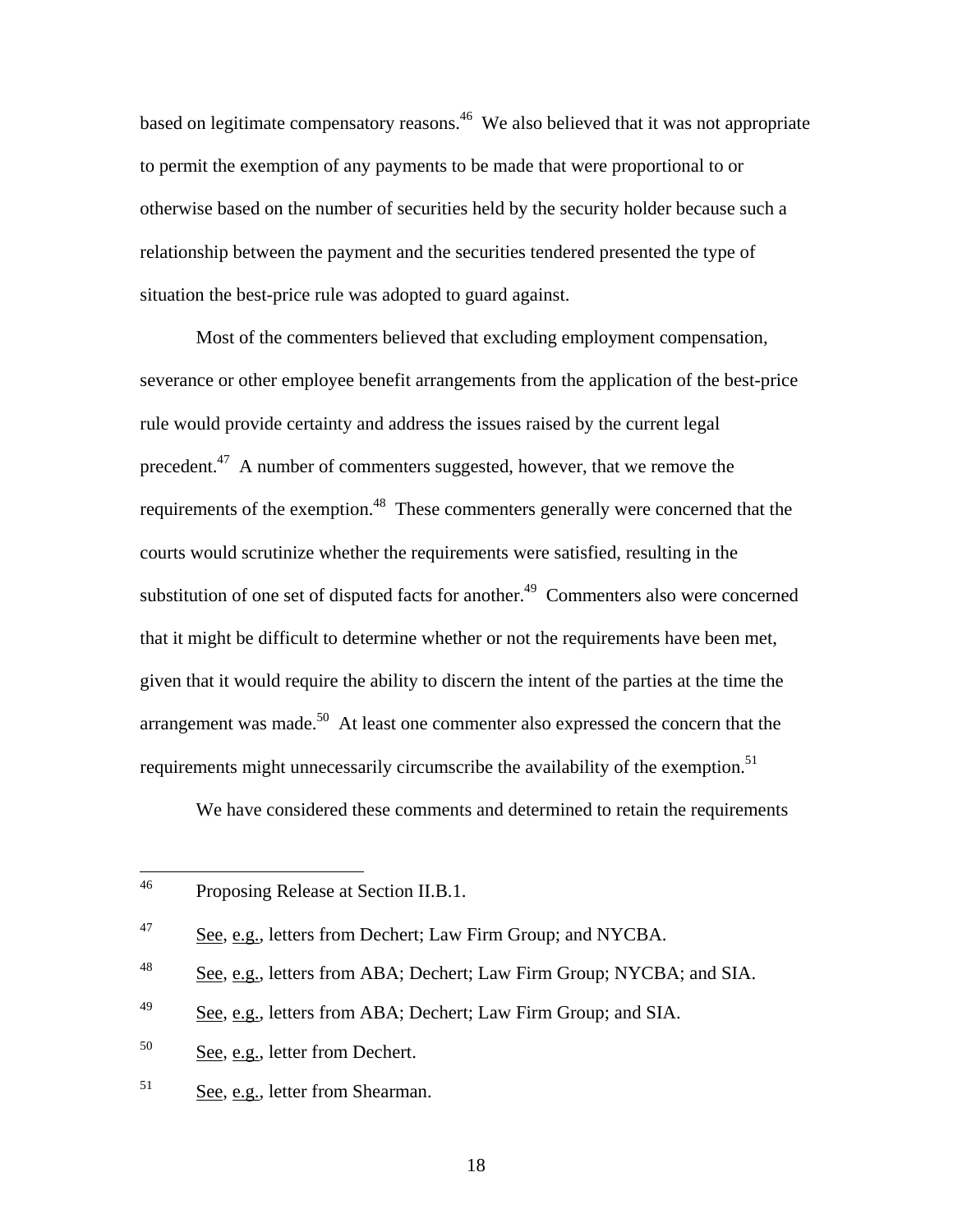based on legitimate compensatory reasons.[46] We also believed that it was not appropriate to permit the exemption of any payments to be made that were proportional to or otherwise based on the number of securities held by the security holder because such a relationship between the payment and the securities tendered presented the type of situation the best-price rule was adopted to guard against.

Most of the commenters believed that excluding employment compensation, severance or other employee benefit arrangements from the application of the best-price rule would provide certainty and address the issues raised by the current legal precedent.[47] A number of commenters suggested, however, that we remove the requirements of the exemption.[48] These commenters generally were concerned that the courts would scrutinize whether the requirements were satisfied, resulting in the substitution of one set of disputed facts for another.[49] Commenters also were concerned that it might be difficult to determine whether or not the requirements have been met, given that it would require the ability to discern the intent of the parties at the time the arrangement was made.[50] At least one commenter also expressed the concern that the requirements might unnecessarily circumscribe the availability of the exemption.[51]

We have considered these comments and determined to retain the requirements

---

[46] Proposing Release at Section II.B.1.

[47] See, e.g., letters from Dechert; Law Firm Group; and NYCBA.

[48] See, e.g., letters from ABA; Dechert; Law Firm Group; NYCBA; and SIA.

[49] See, e.g., letters from ABA; Dechert; Law Firm Group; and SIA.

[50] See, e.g., letter from Dechert.

[51] See, e.g., letter from Shearman.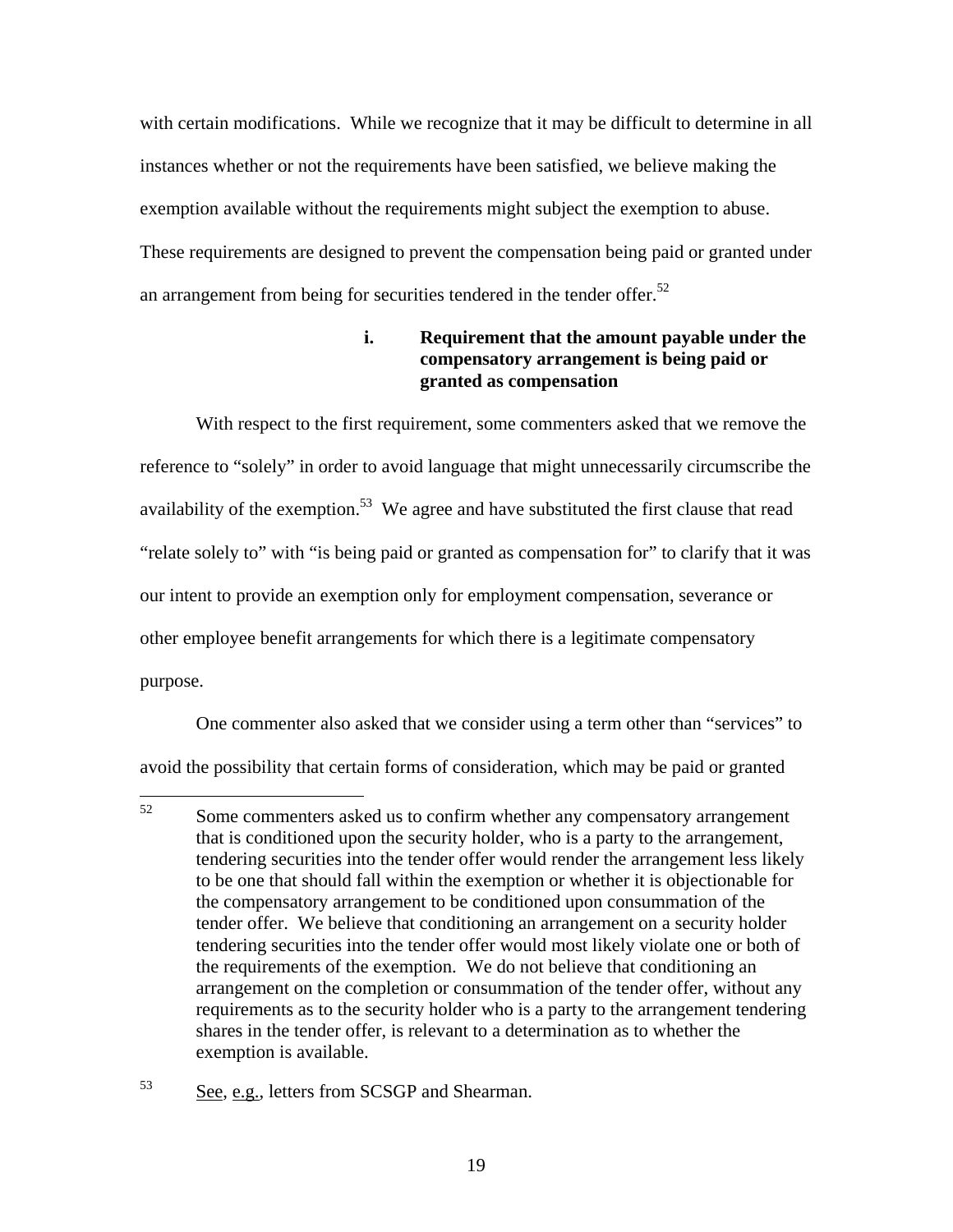with certain modifications. While we recognize that it may be difficult to determine in all instances whether or not the requirements have been satisfied, we believe making the exemption available without the requirements might subject the exemption to abuse. These requirements are designed to prevent the compensation being paid or granted under an arrangement from being for securities tendered in the tender offer.[52]

**i. Requirement that the amount payable under the compensatory arrangement is being paid or granted as compensation**

With respect to the first requirement, some commenters asked that we remove the reference to "solely" in order to avoid language that might unnecessarily circumscribe the availability of the exemption.[53] We agree and have substituted the first clause that read "relate solely to" with "is being paid or granted as compensation for" to clarify that it was our intent to provide an exemption only for employment compensation, severance or other employee benefit arrangements for which there is a legitimate compensatory purpose.

One commenter also asked that we consider using a term other than "services" to avoid the possibility that certain forms of consideration, which may be paid or granted

---

[52] Some commenters asked us to confirm whether any compensatory arrangement that is conditioned upon the security holder, who is a party to the arrangement, tendering securities into the tender offer would render the arrangement less likely to be one that should fall within the exemption or whether it is objectionable for the compensatory arrangement to be conditioned upon consummation of the tender offer. We believe that conditioning an arrangement on a security holder tendering securities into the tender offer would most likely violate one or both of the requirements of the exemption. We do not believe that conditioning an arrangement on the completion or consummation of the tender offer, without any requirements as to the security holder who is a party to the arrangement tendering shares in the tender offer, is relevant to a determination as to whether the exemption is available.

[53] See, e.g., letters from SCSGP and Shearman.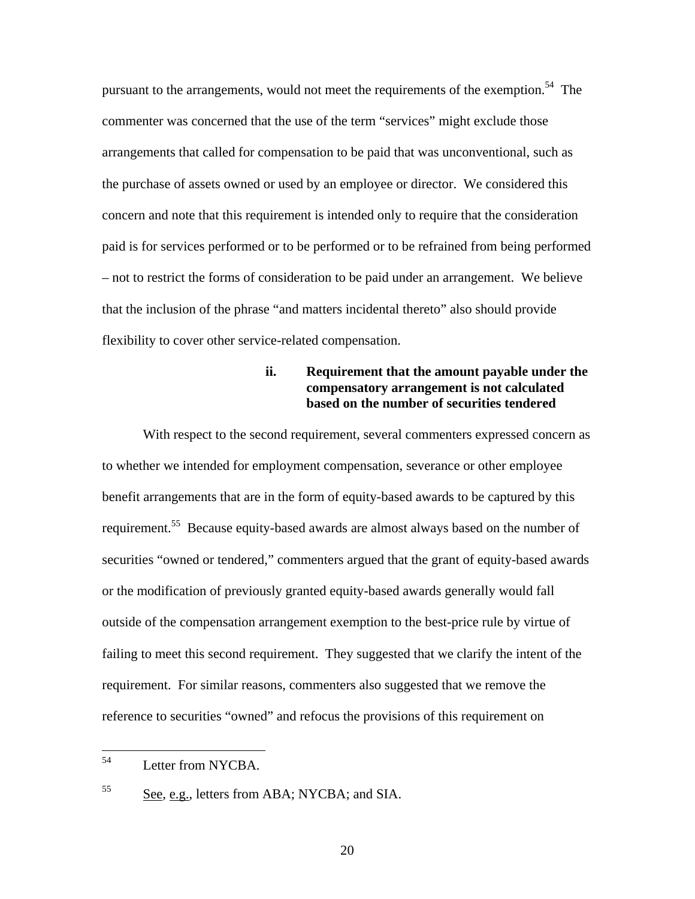pursuant to the arrangements, would not meet the requirements of the exemption.[54] The commenter was concerned that the use of the term "services" might exclude those arrangements that called for compensation to be paid that was unconventional, such as the purchase of assets owned or used by an employee or director. We considered this concern and note that this requirement is intended only to require that the consideration paid is for services performed or to be performed or to be refrained from being performed – not to restrict the forms of consideration to be paid under an arrangement. We believe that the inclusion of the phrase "and matters incidental thereto" also should provide flexibility to cover other service-related compensation.

#### ii. Requirement that the amount payable under the compensatory arrangement is not calculated based on the number of securities tendered

With respect to the second requirement, several commenters expressed concern as to whether we intended for employment compensation, severance or other employee benefit arrangements that are in the form of equity-based awards to be captured by this requirement.[55] Because equity-based awards are almost always based on the number of securities "owned or tendered," commenters argued that the grant of equity-based awards or the modification of previously granted equity-based awards generally would fall outside of the compensation arrangement exemption to the best-price rule by virtue of failing to meet this second requirement. They suggested that we clarify the intent of the requirement. For similar reasons, commenters also suggested that we remove the reference to securities "owned" and refocus the provisions of this requirement on

---

[54] Letter from NYCBA.

[55] See, e.g., letters from ABA; NYCBA; and SIA.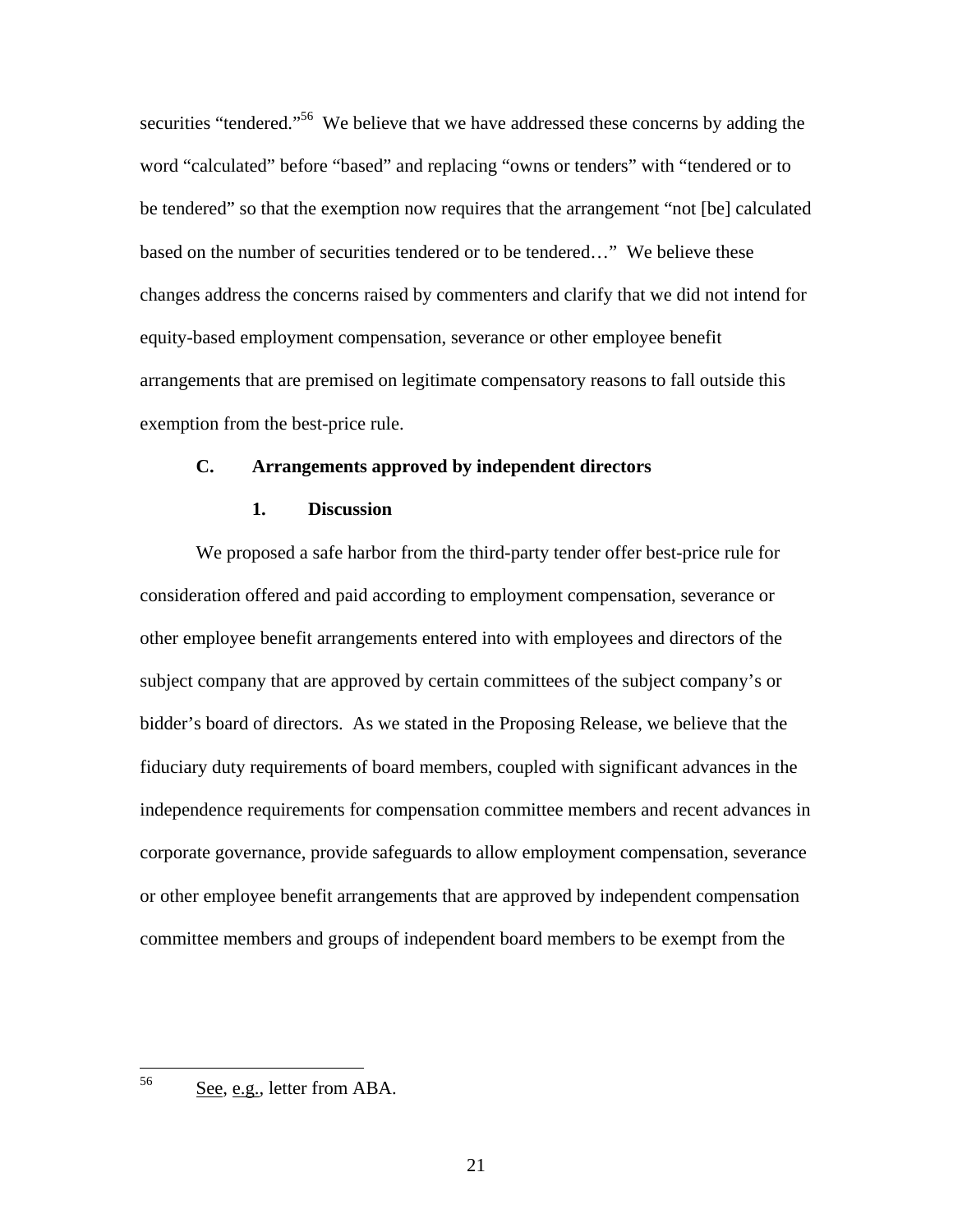securities "tendered."[56] We believe that we have addressed these concerns by adding the word "calculated" before "based" and replacing "owns or tenders" with "tendered or to be tendered" so that the exemption now requires that the arrangement "not [be] calculated based on the number of securities tendered or to be tendered…" We believe these changes address the concerns raised by commenters and clarify that we did not intend for equity-based employment compensation, severance or other employee benefit arrangements that are premised on legitimate compensatory reasons to fall outside this exemption from the best-price rule.

### C. Arrangements approved by independent directors

#### 1. Discussion

We proposed a safe harbor from the third-party tender offer best-price rule for consideration offered and paid according to employment compensation, severance or other employee benefit arrangements entered into with employees and directors of the subject company that are approved by certain committees of the subject company's or bidder's board of directors. As we stated in the Proposing Release, we believe that the fiduciary duty requirements of board members, coupled with significant advances in the independence requirements for compensation committee members and recent advances in corporate governance, provide safeguards to allow employment compensation, severance or other employee benefit arrangements that are approved by independent compensation committee members and groups of independent board members to be exempt from the

---

[56] See, e.g., letter from ABA.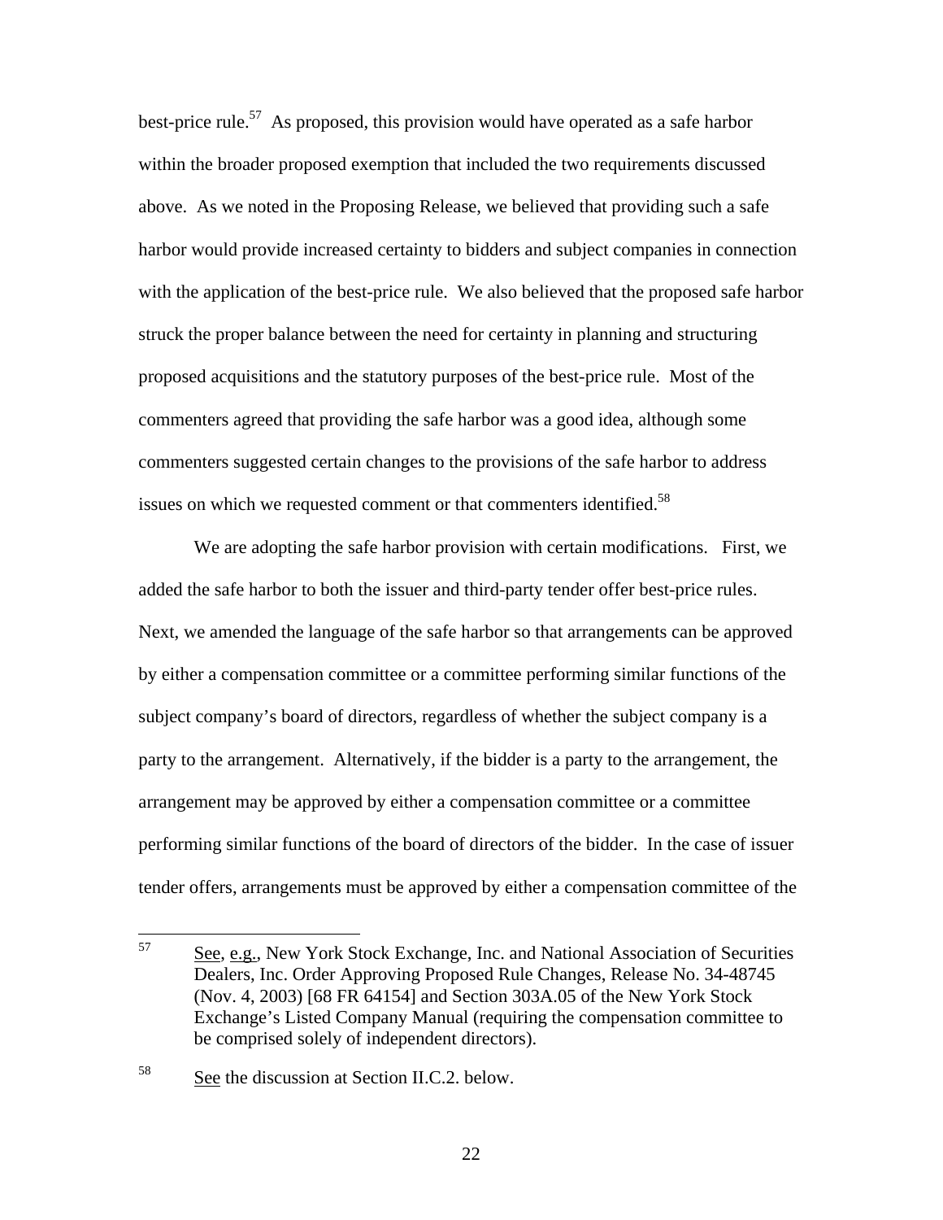best-price rule.[57] As proposed, this provision would have operated as a safe harbor within the broader proposed exemption that included the two requirements discussed above. As we noted in the Proposing Release, we believed that providing such a safe harbor would provide increased certainty to bidders and subject companies in connection with the application of the best-price rule. We also believed that the proposed safe harbor struck the proper balance between the need for certainty in planning and structuring proposed acquisitions and the statutory purposes of the best-price rule. Most of the commenters agreed that providing the safe harbor was a good idea, although some commenters suggested certain changes to the provisions of the safe harbor to address issues on which we requested comment or that commenters identified.[58]

We are adopting the safe harbor provision with certain modifications. First, we added the safe harbor to both the issuer and third-party tender offer best-price rules. Next, we amended the language of the safe harbor so that arrangements can be approved by either a compensation committee or a committee performing similar functions of the subject company's board of directors, regardless of whether the subject company is a party to the arrangement. Alternatively, if the bidder is a party to the arrangement, the arrangement may be approved by either a compensation committee or a committee performing similar functions of the board of directors of the bidder. In the case of issuer tender offers, arrangements must be approved by either a compensation committee of the

---

[57] See, e.g., New York Stock Exchange, Inc. and National Association of Securities Dealers, Inc. Order Approving Proposed Rule Changes, Release No. 34-48745 (Nov. 4, 2003) [68 FR 64154] and Section 303A.05 of the New York Stock Exchange's Listed Company Manual (requiring the compensation committee to be comprised solely of independent directors).

[58] See the discussion at Section II.C.2. below.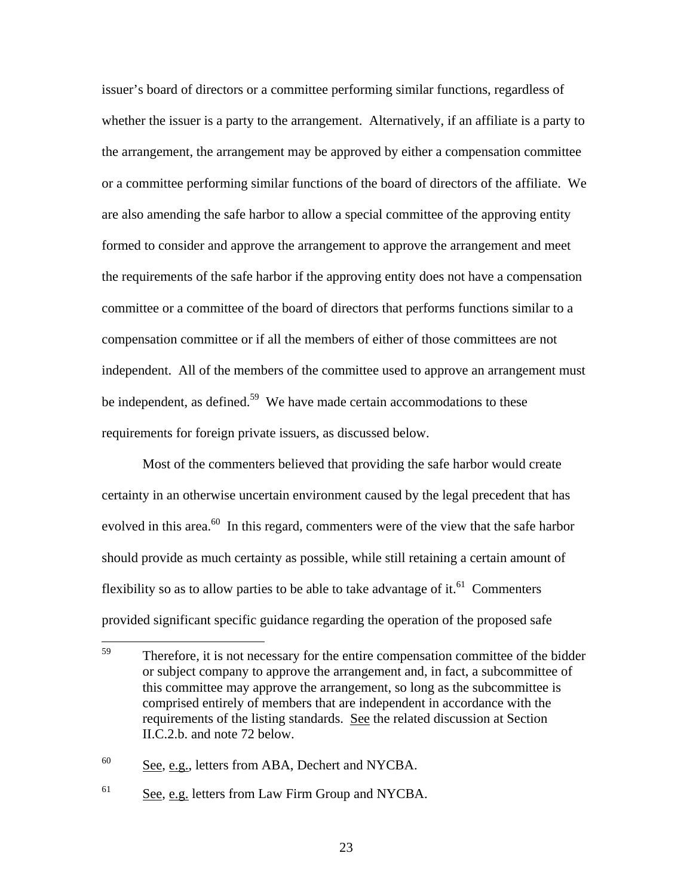issuer's board of directors or a committee performing similar functions, regardless of whether the issuer is a party to the arrangement. Alternatively, if an affiliate is a party to the arrangement, the arrangement may be approved by either a compensation committee or a committee performing similar functions of the board of directors of the affiliate. We are also amending the safe harbor to allow a special committee of the approving entity formed to consider and approve the arrangement to approve the arrangement and meet the requirements of the safe harbor if the approving entity does not have a compensation committee or a committee of the board of directors that performs functions similar to a compensation committee or if all the members of either of those committees are not independent. All of the members of the committee used to approve an arrangement must be independent, as defined.[59] We have made certain accommodations to these requirements for foreign private issuers, as discussed below.

Most of the commenters believed that providing the safe harbor would create certainty in an otherwise uncertain environment caused by the legal precedent that has evolved in this area.[60] In this regard, commenters were of the view that the safe harbor should provide as much certainty as possible, while still retaining a certain amount of flexibility so as to allow parties to be able to take advantage of it.[61] Commenters provided significant specific guidance regarding the operation of the proposed safe

---

[59] Therefore, it is not necessary for the entire compensation committee of the bidder or subject company to approve the arrangement and, in fact, a subcommittee of this committee may approve the arrangement, so long as the subcommittee is comprised entirely of members that are independent in accordance with the requirements of the listing standards. See the related discussion at Section II.C.2.b. and note 72 below.

[60] See, e.g., letters from ABA, Dechert and NYCBA.

[61] See, e.g. letters from Law Firm Group and NYCBA.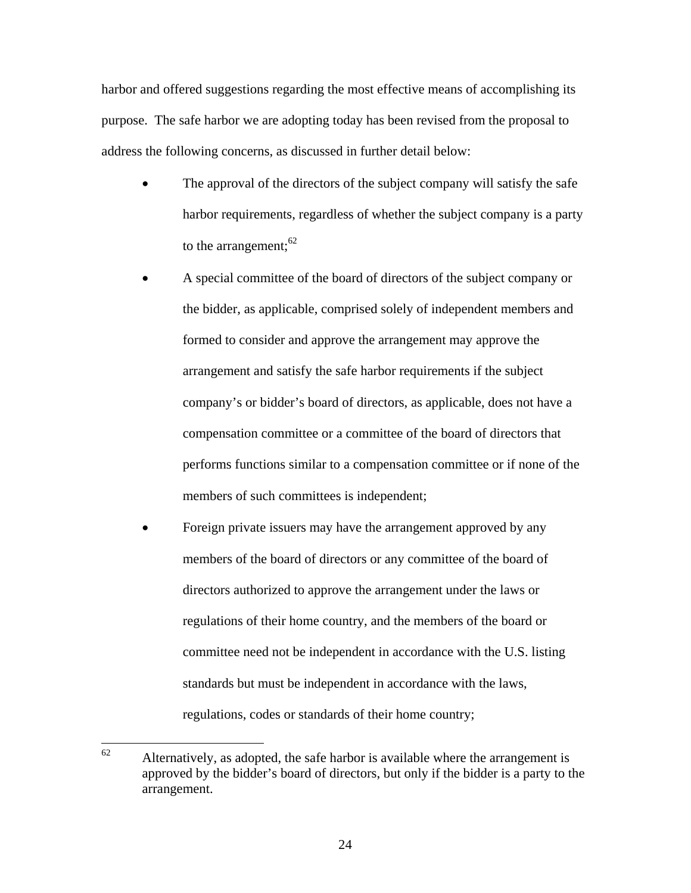harbor and offered suggestions regarding the most effective means of accomplishing its purpose. The safe harbor we are adopting today has been revised from the proposal to address the following concerns, as discussed in further detail below:

- The approval of the directors of the subject company will satisfy the safe harbor requirements, regardless of whether the subject company is a party to the arrangement;[62]
- A special committee of the board of directors of the subject company or the bidder, as applicable, comprised solely of independent members and formed to consider and approve the arrangement may approve the arrangement and satisfy the safe harbor requirements if the subject company's or bidder's board of directors, as applicable, does not have a compensation committee or a committee of the board of directors that performs functions similar to a compensation committee or if none of the members of such committees is independent;
- Foreign private issuers may have the arrangement approved by any members of the board of directors or any committee of the board of directors authorized to approve the arrangement under the laws or regulations of their home country, and the members of the board or committee need not be independent in accordance with the U.S. listing standards but must be independent in accordance with the laws, regulations, codes or standards of their home country;

---

[62] Alternatively, as adopted, the safe harbor is available where the arrangement is approved by the bidder's board of directors, but only if the bidder is a party to the arrangement.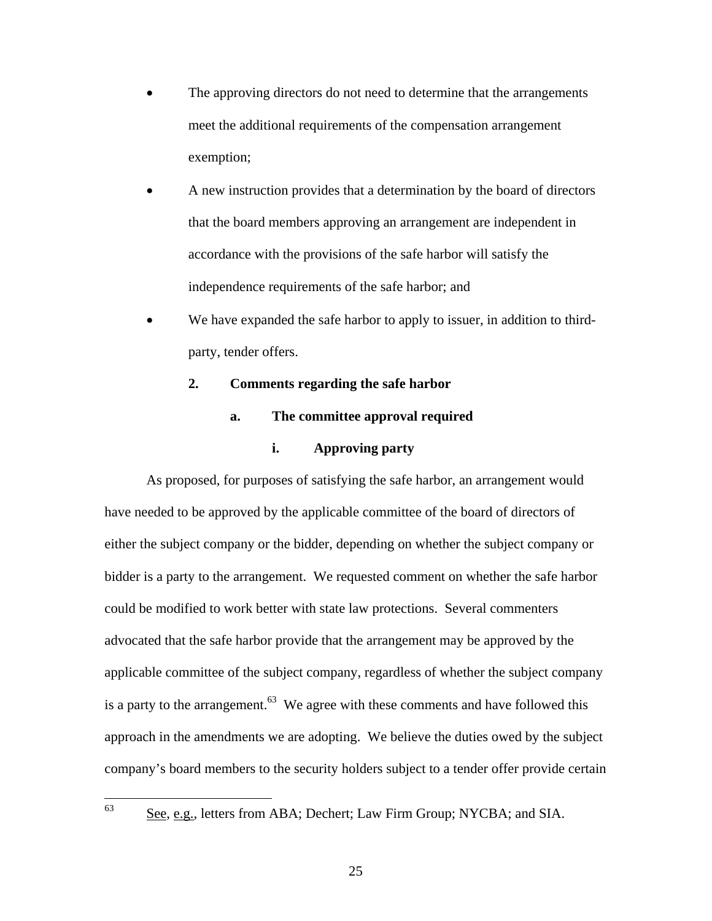- The approving directors do not need to determine that the arrangements meet the additional requirements of the compensation arrangement exemption;
- A new instruction provides that a determination by the board of directors that the board members approving an arrangement are independent in accordance with the provisions of the safe harbor will satisfy the independence requirements of the safe harbor; and
- We have expanded the safe harbor to apply to issuer, in addition to third-party, tender offers.

### 2. Comments regarding the safe harbor

#### a. The committee approval required

##### i. Approving party

As proposed, for purposes of satisfying the safe harbor, an arrangement would have needed to be approved by the applicable committee of the board of directors of either the subject company or the bidder, depending on whether the subject company or bidder is a party to the arrangement. We requested comment on whether the safe harbor could be modified to work better with state law protections. Several commenters advocated that the safe harbor provide that the arrangement may be approved by the applicable committee of the subject company, regardless of whether the subject company is a party to the arrangement.[63] We agree with these comments and have followed this approach in the amendments we are adopting. We believe the duties owed by the subject company's board members to the security holders subject to a tender offer provide certain

[63] See, e.g., letters from ABA; Dechert; Law Firm Group; NYCBA; and SIA.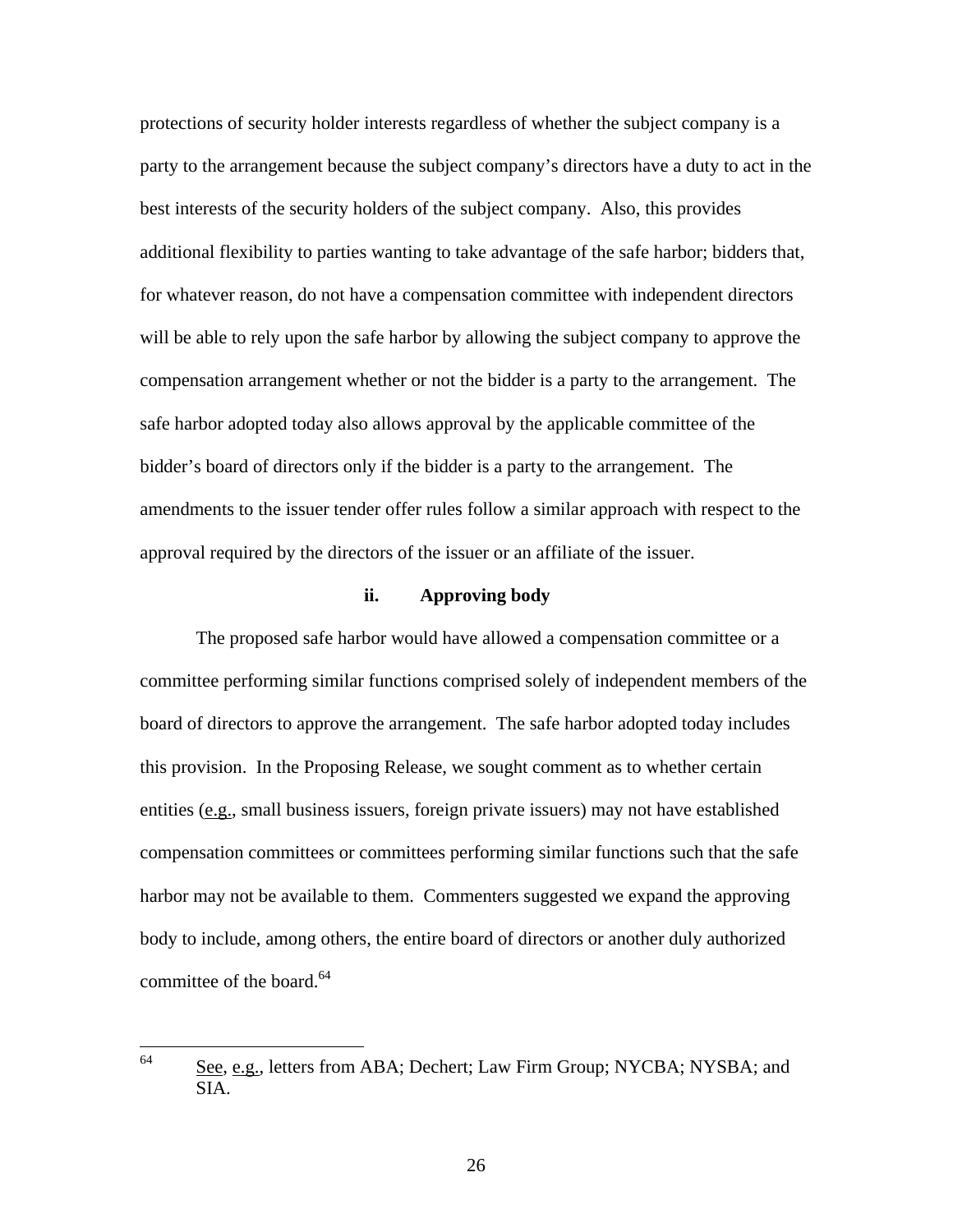protections of security holder interests regardless of whether the subject company is a party to the arrangement because the subject company's directors have a duty to act in the best interests of the security holders of the subject company. Also, this provides additional flexibility to parties wanting to take advantage of the safe harbor; bidders that, for whatever reason, do not have a compensation committee with independent directors will be able to rely upon the safe harbor by allowing the subject company to approve the compensation arrangement whether or not the bidder is a party to the arrangement. The safe harbor adopted today also allows approval by the applicable committee of the bidder's board of directors only if the bidder is a party to the arrangement. The amendments to the issuer tender offer rules follow a similar approach with respect to the approval required by the directors of the issuer or an affiliate of the issuer.

**ii. Approving body**

The proposed safe harbor would have allowed a compensation committee or a committee performing similar functions comprised solely of independent members of the board of directors to approve the arrangement. The safe harbor adopted today includes this provision. In the Proposing Release, we sought comment as to whether certain entities (e.g., small business issuers, foreign private issuers) may not have established compensation committees or committees performing similar functions such that the safe harbor may not be available to them. Commenters suggested we expand the approving body to include, among others, the entire board of directors or another duly authorized committee of the board.[64]

---

[64] See, e.g., letters from ABA; Dechert; Law Firm Group; NYCBA; NYSBA; and SIA.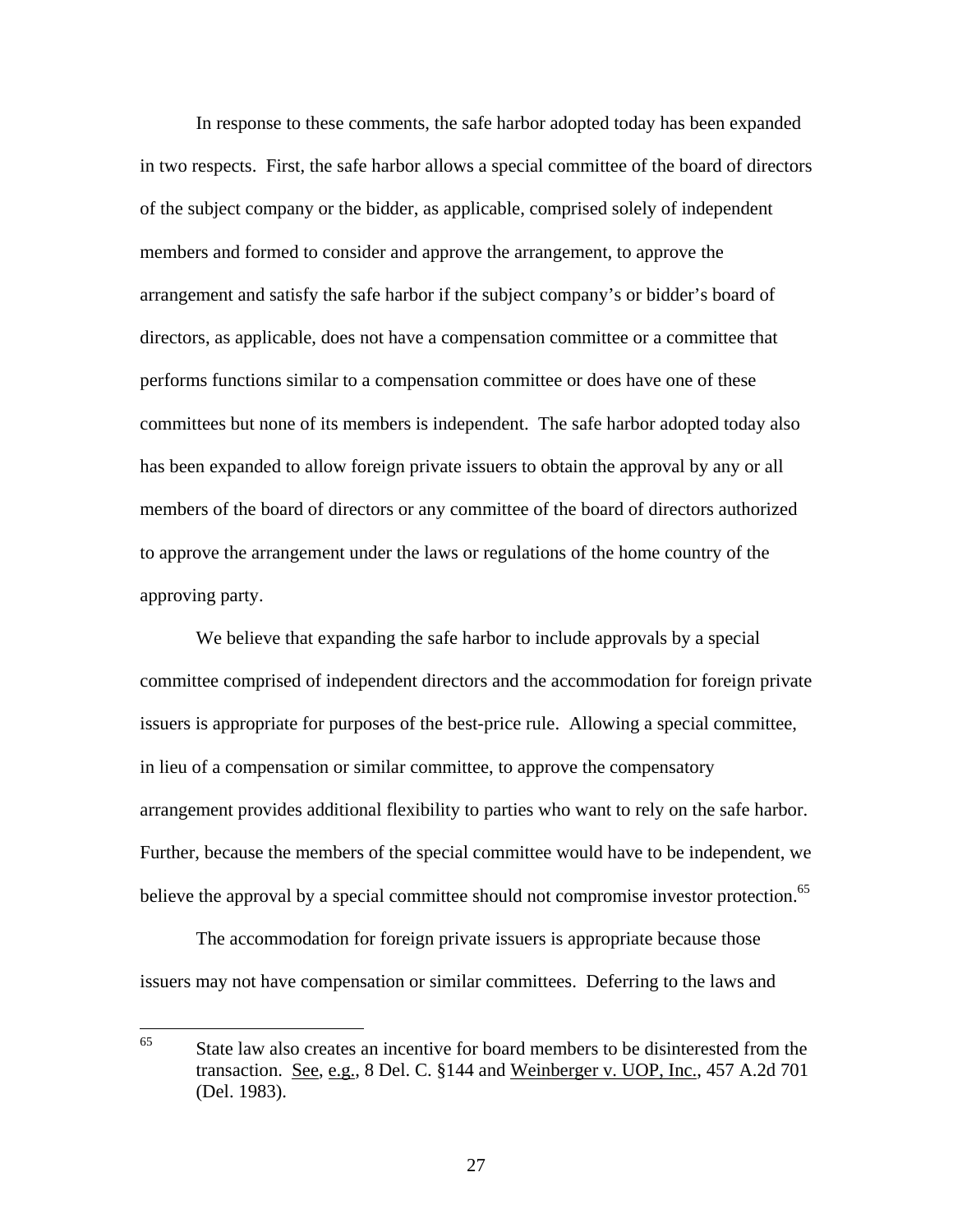In response to these comments, the safe harbor adopted today has been expanded in two respects. First, the safe harbor allows a special committee of the board of directors of the subject company or the bidder, as applicable, comprised solely of independent members and formed to consider and approve the arrangement, to approve the arrangement and satisfy the safe harbor if the subject company's or bidder's board of directors, as applicable, does not have a compensation committee or a committee that performs functions similar to a compensation committee or does have one of these committees but none of its members is independent. The safe harbor adopted today also has been expanded to allow foreign private issuers to obtain the approval by any or all members of the board of directors or any committee of the board of directors authorized to approve the arrangement under the laws or regulations of the home country of the approving party.

We believe that expanding the safe harbor to include approvals by a special committee comprised of independent directors and the accommodation for foreign private issuers is appropriate for purposes of the best-price rule. Allowing a special committee, in lieu of a compensation or similar committee, to approve the compensatory arrangement provides additional flexibility to parties who want to rely on the safe harbor. Further, because the members of the special committee would have to be independent, we believe the approval by a special committee should not compromise investor protection.[65]

The accommodation for foreign private issuers is appropriate because those issuers may not have compensation or similar committees. Deferring to the laws and

---

[65] State law also creates an incentive for board members to be disinterested from the transaction. See, e.g., 8 Del. C. §144 and Weinberger v. UOP, Inc., 457 A.2d 701 (Del. 1983).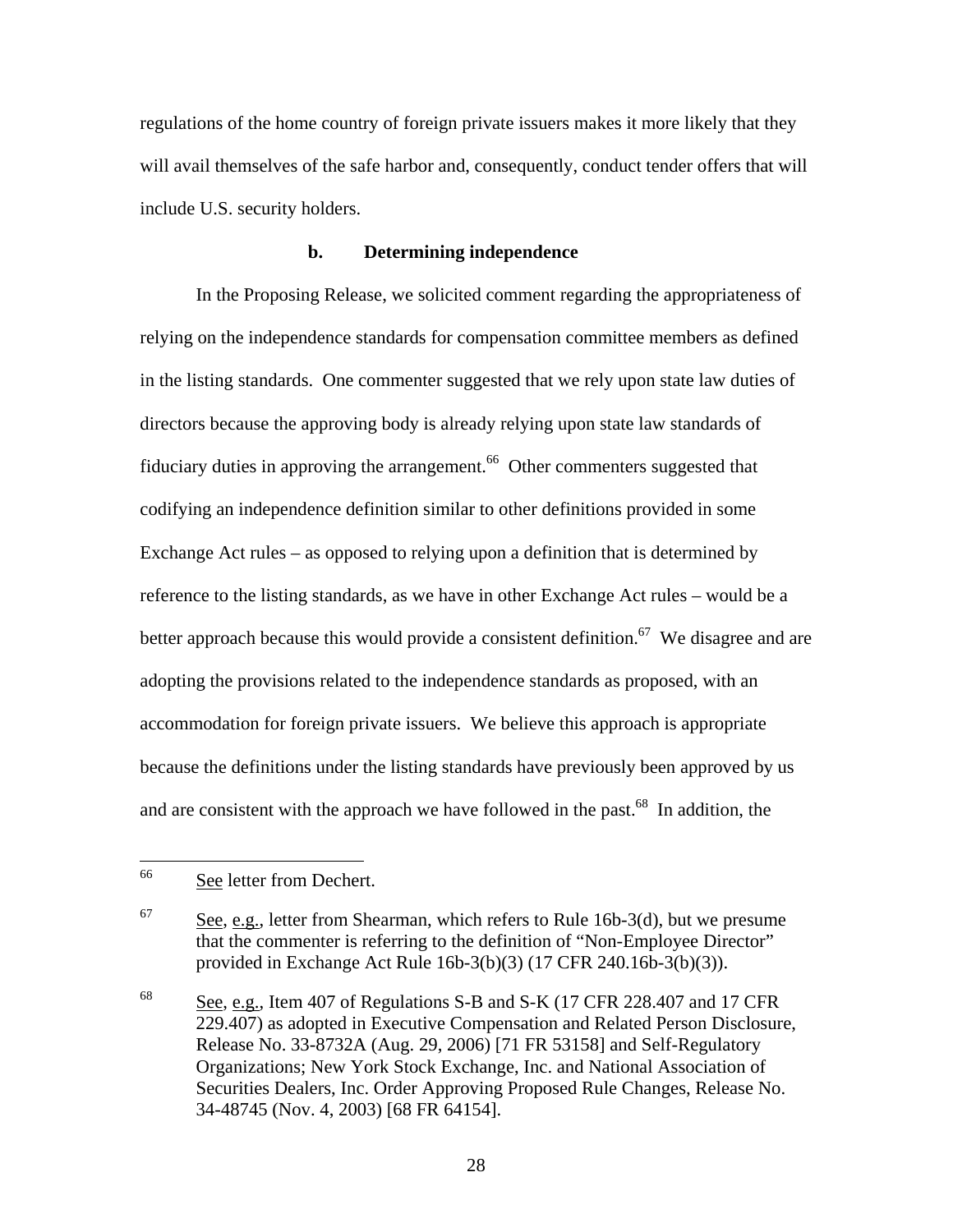regulations of the home country of foreign private issuers makes it more likely that they will avail themselves of the safe harbor and, consequently, conduct tender offers that will include U.S. security holders.

#### b. Determining independence

In the Proposing Release, we solicited comment regarding the appropriateness of relying on the independence standards for compensation committee members as defined in the listing standards. One commenter suggested that we rely upon state law duties of directors because the approving body is already relying upon state law standards of fiduciary duties in approving the arrangement.[66] Other commenters suggested that codifying an independence definition similar to other definitions provided in some Exchange Act rules – as opposed to relying upon a definition that is determined by reference to the listing standards, as we have in other Exchange Act rules – would be a better approach because this would provide a consistent definition.[67] We disagree and are adopting the provisions related to the independence standards as proposed, with an accommodation for foreign private issuers. We believe this approach is appropriate because the definitions under the listing standards have previously been approved by us and are consistent with the approach we have followed in the past.[68] In addition, the

---

[66] See letter from Dechert.

[67] See, e.g., letter from Shearman, which refers to Rule 16b-3(d), but we presume that the commenter is referring to the definition of "Non-Employee Director" provided in Exchange Act Rule 16b-3(b)(3) (17 CFR 240.16b-3(b)(3)).

[68] See, e.g., Item 407 of Regulations S-B and S-K (17 CFR 228.407 and 17 CFR 229.407) as adopted in Executive Compensation and Related Person Disclosure, Release No. 33-8732A (Aug. 29, 2006) [71 FR 53158] and Self-Regulatory Organizations; New York Stock Exchange, Inc. and National Association of Securities Dealers, Inc. Order Approving Proposed Rule Changes, Release No. 34-48745 (Nov. 4, 2003) [68 FR 64154].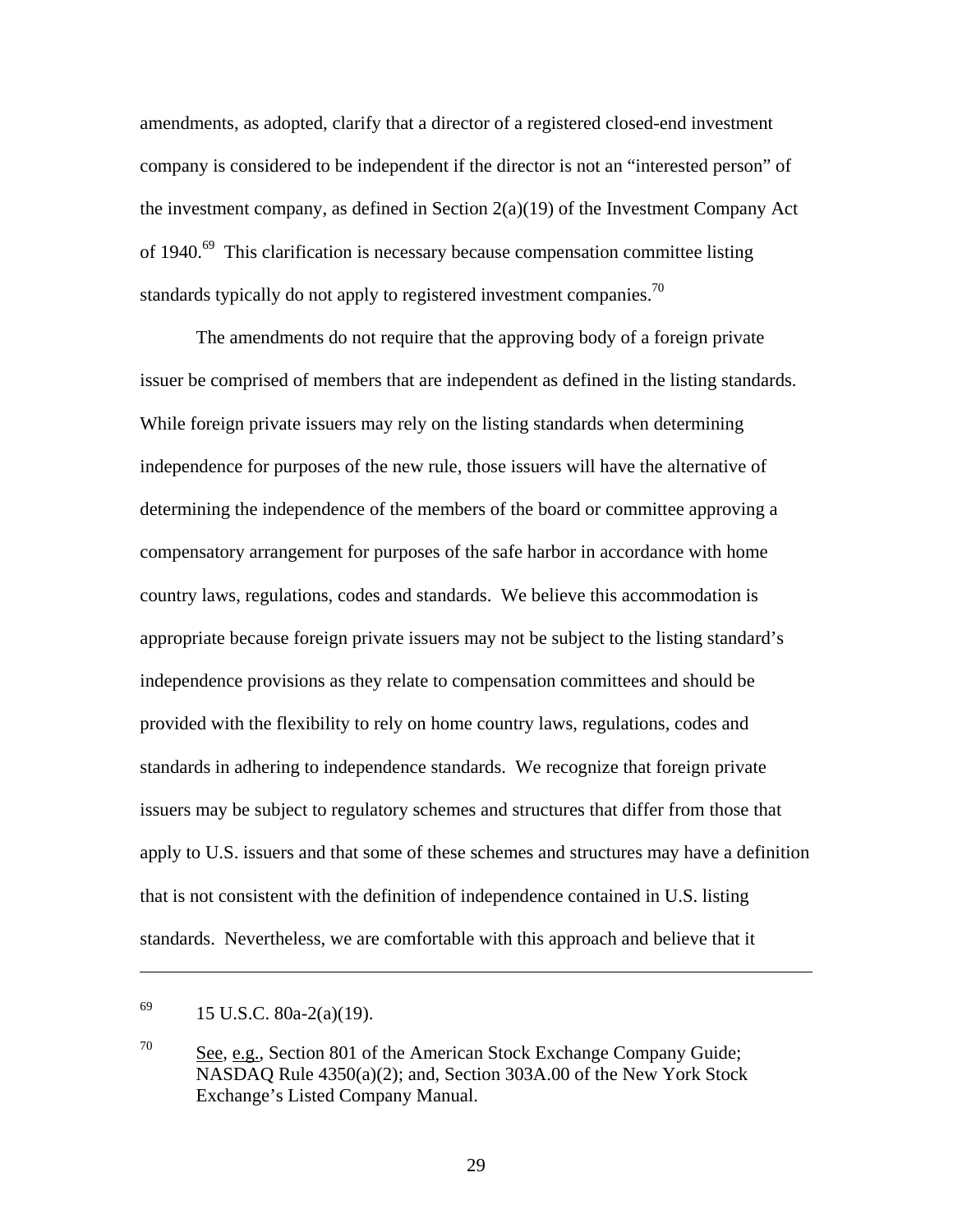amendments, as adopted, clarify that a director of a registered closed-end investment company is considered to be independent if the director is not an "interested person" of the investment company, as defined in Section 2(a)(19) of the Investment Company Act of 1940.[69] This clarification is necessary because compensation committee listing standards typically do not apply to registered investment companies.[70]

The amendments do not require that the approving body of a foreign private issuer be comprised of members that are independent as defined in the listing standards. While foreign private issuers may rely on the listing standards when determining independence for purposes of the new rule, those issuers will have the alternative of determining the independence of the members of the board or committee approving a compensatory arrangement for purposes of the safe harbor in accordance with home country laws, regulations, codes and standards. We believe this accommodation is appropriate because foreign private issuers may not be subject to the listing standard's independence provisions as they relate to compensation committees and should be provided with the flexibility to rely on home country laws, regulations, codes and standards in adhering to independence standards. We recognize that foreign private issuers may be subject to regulatory schemes and structures that differ from those that apply to U.S. issuers and that some of these schemes and structures may have a definition that is not consistent with the definition of independence contained in U.S. listing standards. Nevertheless, we are comfortable with this approach and believe that it

---

[69] 15 U.S.C. 80a-2(a)(19).

[70] See, e.g., Section 801 of the American Stock Exchange Company Guide; NASDAQ Rule 4350(a)(2); and, Section 303A.00 of the New York Stock Exchange's Listed Company Manual.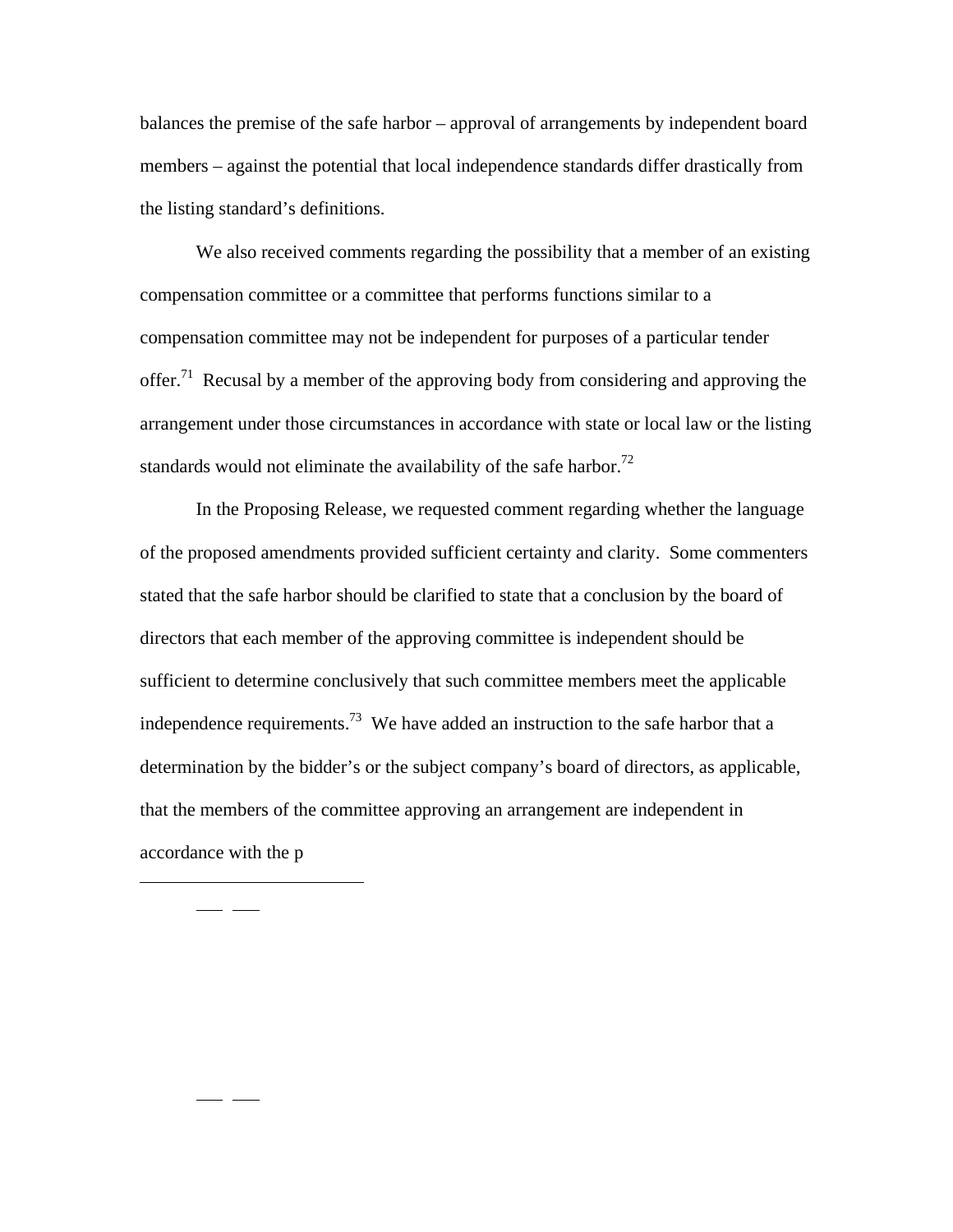balances the premise of the safe harbor – approval of arrangements by independent board members – against the potential that local independence standards differ drastically from the listing standard's definitions.

We also received comments regarding the possibility that a member of an existing compensation committee or a committee that performs functions similar to a compensation committee may not be independent for purposes of a particular tender offer.[71] Recusal by a member of the approving body from considering and approving the arrangement under those circumstances in accordance with state or local law or the listing standards would not eliminate the availability of the safe harbor.[72]

In the Proposing Release, we requested comment regarding whether the language of the proposed amendments provided sufficient certainty and clarity. Some commenters stated that the safe harbor should be clarified to state that a conclusion by the board of directors that each member of the approving committee is independent should be sufficient to determine conclusively that such committee members meet the applicable independence requirements.[73] We have added an instruction to the safe harbor that a determination by the bidder's or the subject company's board of directors, as applicable, that the members of the committee approving an arrangement are independent in accordance with the p